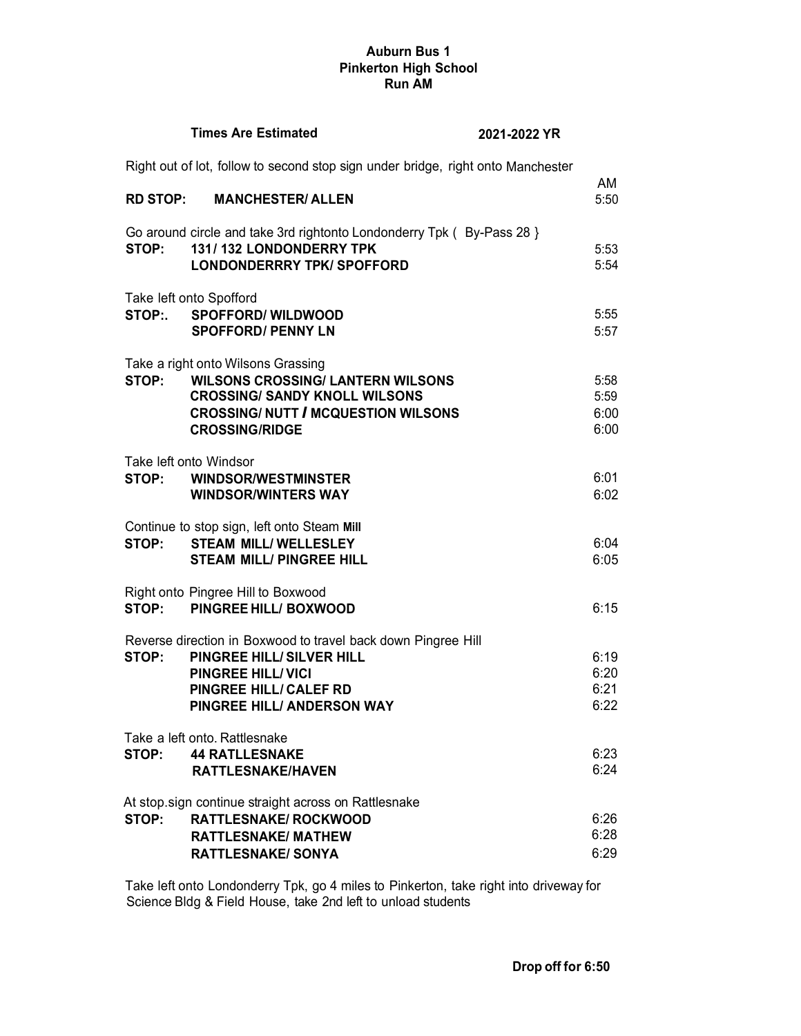**Auburn Bus 1**
**Pinkerton High School**
**Run AM**

**Times Are Estimated** **2021-2022 YR**

Right out of lot, follow to second stop sign under bridge, right onto Manchester

| | | AM |
|---|---|---|
| **RD STOP:** | **MANCHESTER/ ALLEN** | 5:50 |

Go around circle and take 3rd rightonto Londonderry Tpk ( By-Pass 28 }

| | | |
|---|---|---|
| **STOP:** | **131/ 132 LONDONDERRY TPK** | 5:53 |
| | **LONDONDERRRY TPK/ SPOFFORD** | 5:54 |

Take left onto Spofford

| | | |
|---|---|---|
| **STOP:.** | **SPOFFORD/ WILDWOOD** | 5:55 |
| | **SPOFFORD/ PENNY LN** | 5:57 |

Take a right onto Wilsons Grassing

| | | |
|---|---|---|
| **STOP:** | **WILSONS CROSSING/ LANTERN WILSONS** | 5:58 |
| | **CROSSING/ SANDY KNOLL WILSONS** | 5:59 |
| | **CROSSING/ NUTT / MCQUESTION WILSONS** | 6:00 |
| | **CROSSING/RIDGE** | 6:00 |

Take left onto Windsor

| | | |
|---|---|---|
| **STOP:** | **WINDSOR/WESTMINSTER** | 6:01 |
| | **WINDSOR/WINTERS WAY** | 6:02 |

Continue to stop sign, left onto Steam **Mill**

| | | |
|---|---|---|
| **STOP:** | **STEAM MILL/ WELLESLEY** | 6:04 |
| | **STEAM MILL/ PINGREE HILL** | 6:05 |

Right onto Pingree Hill to Boxwood

| | | |
|---|---|---|
| **STOP:** | **PINGREE HILL/ BOXWOOD** | 6:15 |

Reverse direction in Boxwood to travel back down Pingree Hill

| | | |
|---|---|---|
| **STOP:** | **PINGREE HILL/ SILVER HILL** | 6:19 |
| | **PINGREE HILL/ VICI** | 6:20 |
| | **PINGREE HILL/ CALEF RD** | 6:21 |
| | **PINGREE HILL/ ANDERSON WAY** | 6:22 |

Take a left onto. Rattlesnake

| | | |
|---|---|---|
| **STOP:** | **44 RATLLESNAKE** | 6:23 |
| | **RATTLESNAKE/HAVEN** | 6:24 |

At stop.sign continue straight across on Rattlesnake

| | | |
|---|---|---|
| **STOP:** | **RATTLESNAKE/ ROCKWOOD** | 6:26 |
| | **RATTLESNAKE/ MATHEW** | 6:28 |
| | **RATTLESNAKE/ SONYA** | 6:29 |

Take left onto Londonderry Tpk, go 4 miles to Pinkerton, take right into driveway for Science Bldg & Field House, take 2nd left to unload students

**Drop off for 6:50**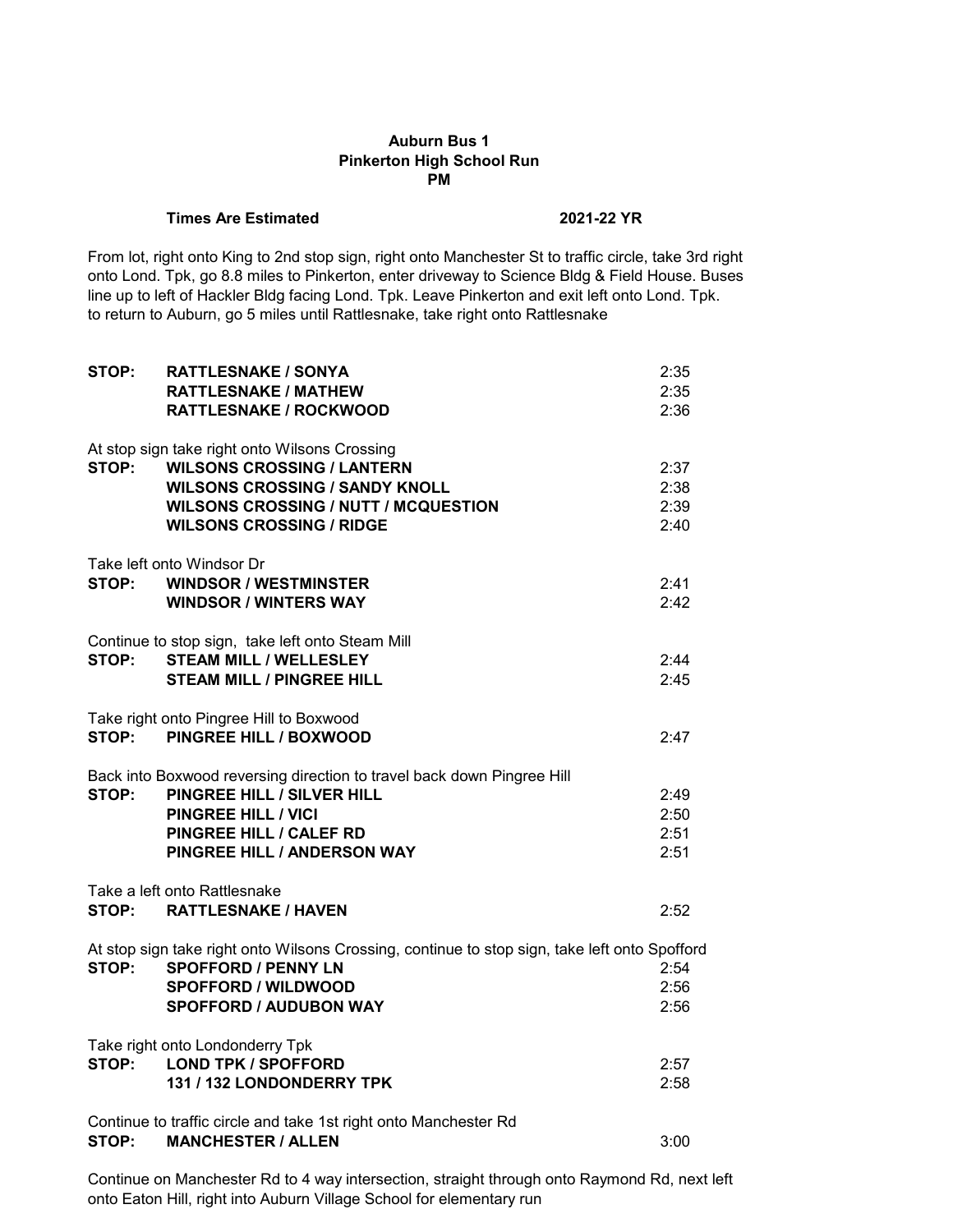**Auburn Bus 1**
**Pinkerton High School Run**
**PM**

**Times Are Estimated** **2021-22 YR**

From lot, right onto King to 2nd stop sign, right onto Manchester St to traffic circle, take 3rd right onto Lond. Tpk, go 8.8 miles to Pinkerton, enter driveway to Science Bldg & Field House. Buses line up to left of Hackler Bldg facing Lond. Tpk. Leave Pinkerton and exit left onto Lond. Tpk. to return to Auburn, go 5 miles until Rattlesnake, take right onto Rattlesnake

| | | |
|---|---|---|
| **STOP:** | **RATTLESNAKE / SONYA** | 2:35 |
| | **RATTLESNAKE / MATHEW** | 2:35 |
| | **RATTLESNAKE / ROCKWOOD** | 2:36 |

At stop sign take right onto Wilsons Crossing

| | | |
|---|---|---|
| **STOP:** | **WILSONS CROSSING / LANTERN** | 2:37 |
| | **WILSONS CROSSING / SANDY KNOLL** | 2:38 |
| | **WILSONS CROSSING / NUTT / MCQUESTION** | 2:39 |
| | **WILSONS CROSSING / RIDGE** | 2:40 |

Take left onto Windsor Dr

| | | |
|---|---|---|
| **STOP:** | **WINDSOR / WESTMINSTER** | 2:41 |
| | **WINDSOR / WINTERS WAY** | 2:42 |

Continue to stop sign, take left onto Steam Mill

| | | |
|---|---|---|
| **STOP:** | **STEAM MILL / WELLESLEY** | 2:44 |
| | **STEAM MILL / PINGREE HILL** | 2:45 |

Take right onto Pingree Hill to Boxwood

| | | |
|---|---|---|
| **STOP:** | **PINGREE HILL / BOXWOOD** | 2:47 |

Back into Boxwood reversing direction to travel back down Pingree Hill

| | | |
|---|---|---|
| **STOP:** | **PINGREE HILL / SILVER HILL** | 2:49 |
| | **PINGREE HILL / VICI** | 2:50 |
| | **PINGREE HILL / CALEF RD** | 2:51 |
| | **PINGREE HILL / ANDERSON WAY** | 2:51 |

Take a left onto Rattlesnake

| | | |
|---|---|---|
| **STOP:** | **RATTLESNAKE / HAVEN** | 2:52 |

At stop sign take right onto Wilsons Crossing, continue to stop sign, take left onto Spofford

| | | |
|---|---|---|
| **STOP:** | **SPOFFORD / PENNY LN** | 2:54 |
| | **SPOFFORD / WILDWOOD** | 2:56 |
| | **SPOFFORD / AUDUBON WAY** | 2:56 |

Take right onto Londonderry Tpk

| | | |
|---|---|---|
| **STOP:** | **LOND TPK / SPOFFORD** | 2:57 |
| | **131 / 132 LONDONDERRY TPK** | 2:58 |

Continue to traffic circle and take 1st right onto Manchester Rd

| | | |
|---|---|---|
| **STOP:** | **MANCHESTER / ALLEN** | 3:00 |

Continue on Manchester Rd to 4 way intersection, straight through onto Raymond Rd, next left onto Eaton Hill, right into Auburn Village School for elementary run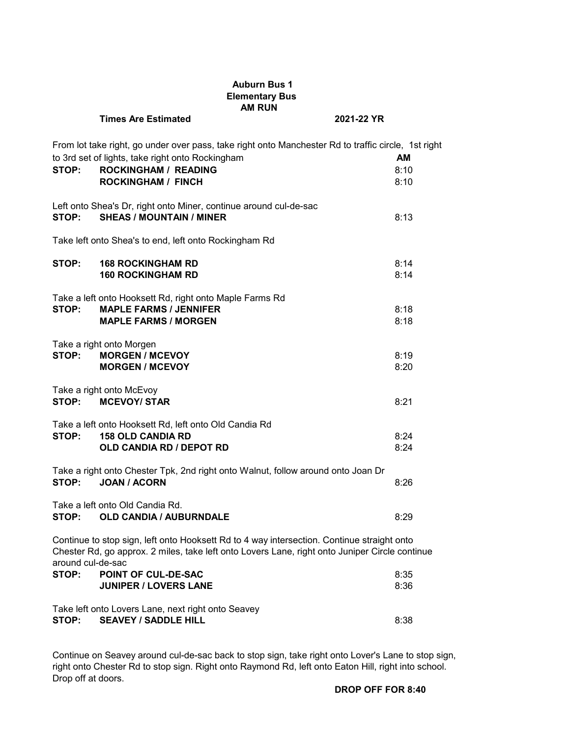**Auburn Bus 1**
**Elementary Bus**
**AM RUN**

**Times Are Estimated** **2021-22 YR**

From lot take right, go under over pass, take right onto Manchester Rd to traffic circle, 1st right to 3rd set of lights, take right onto Rockingham

| | | **AM** |
|---|---|---|
| **STOP:** | **ROCKINGHAM / READING** | 8:10 |
| | **ROCKINGHAM / FINCH** | 8:10 |

Left onto Shea's Dr, right onto Miner, continue around cul-de-sac

| | | |
|---|---|---|
| **STOP:** | **SHEAS / MOUNTAIN / MINER** | 8:13 |

Take left onto Shea's to end, left onto Rockingham Rd

| | | |
|---|---|---|
| **STOP:** | **168 ROCKINGHAM RD** | 8:14 |
| | **160 ROCKINGHAM RD** | 8:14 |

Take a left onto Hooksett Rd, right onto Maple Farms Rd

| | | |
|---|---|---|
| **STOP:** | **MAPLE FARMS / JENNIFER** | 8:18 |
| | **MAPLE FARMS / MORGEN** | 8:18 |

Take a right onto Morgen

| | | |
|---|---|---|
| **STOP:** | **MORGEN / MCEVOY** | 8:19 |
| | **MORGEN / MCEVOY** | 8:20 |

Take a right onto McEvoy

| | | |
|---|---|---|
| **STOP:** | **MCEVOY/ STAR** | 8:21 |

Take a left onto Hooksett Rd, left onto Old Candia Rd

| | | |
|---|---|---|
| **STOP:** | **158 OLD CANDIA RD** | 8:24 |
| | **OLD CANDIA RD / DEPOT RD** | 8:24 |

Take a right onto Chester Tpk, 2nd right onto Walnut, follow around onto Joan Dr

| | | |
|---|---|---|
| **STOP:** | **JOAN / ACORN** | 8:26 |

Take a left onto Old Candia Rd.

| | | |
|---|---|---|
| **STOP:** | **OLD CANDIA / AUBURNDALE** | 8:29 |

Continue to stop sign, left onto Hooksett Rd to 4 way intersection. Continue straight onto Chester Rd, go approx. 2 miles, take left onto Lovers Lane, right onto Juniper Circle continue around cul-de-sac

| | | |
|---|---|---|
| **STOP:** | **POINT OF CUL-DE-SAC** | 8:35 |
| | **JUNIPER / LOVERS LANE** | 8:36 |

Take left onto Lovers Lane, next right onto Seavey

| | | |
|---|---|---|
| **STOP:** | **SEAVEY / SADDLE HILL** | 8:38 |

Continue on Seavey around cul-de-sac back to stop sign, take right onto Lover's Lane to stop sign, right onto Chester Rd to stop sign. Right onto Raymond Rd, left onto Eaton Hill, right into school. Drop off at doors.

**DROP OFF FOR 8:40**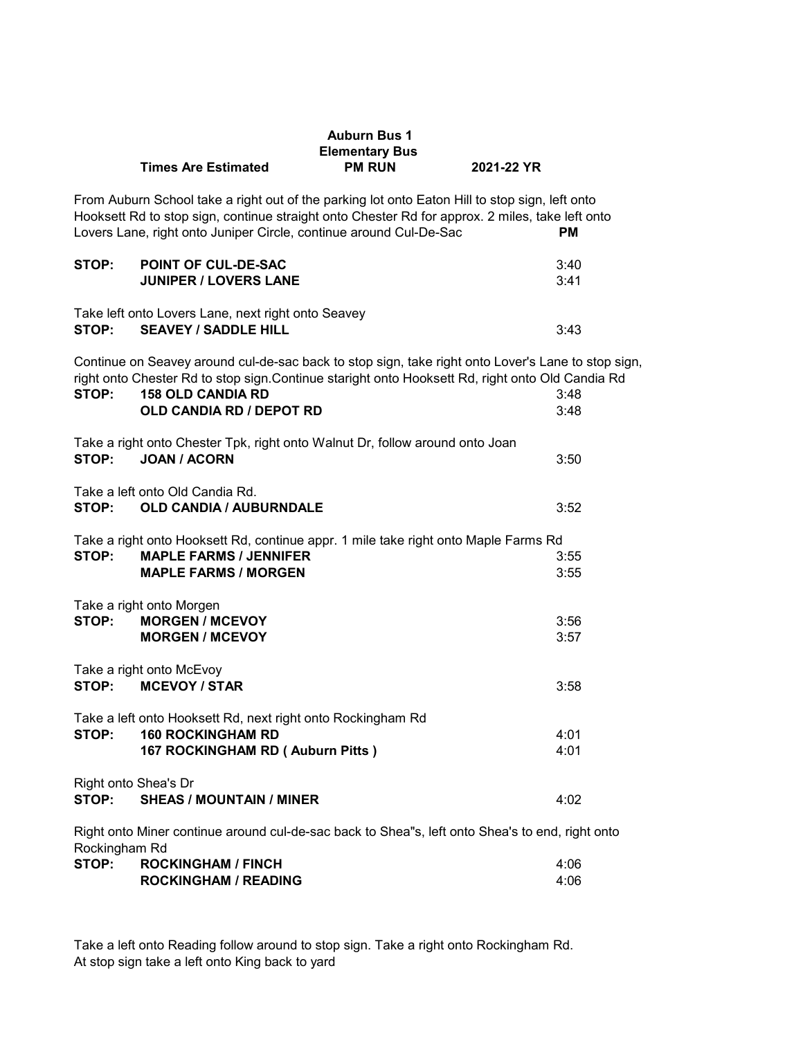**Auburn Bus 1**
**Elementary Bus**

**Times Are Estimated** | **PM RUN** | **2021-22 YR**

From Auburn School take a right out of the parking lot onto Eaton Hill to stop sign, left onto Hooksett Rd to stop sign, continue straight onto Chester Rd for approx. 2 miles, take left onto Lovers Lane, right onto Juniper Circle, continue around Cul-De-Sac

| | | **PM** |
|---|---|---|
| **STOP:** | **POINT OF CUL-DE-SAC** | 3:40 |
| | **JUNIPER / LOVERS LANE** | 3:41 |

Take left onto Lovers Lane, next right onto Seavey

| | | |
|---|---|---|
| **STOP:** | **SEAVEY / SADDLE HILL** | 3:43 |

Continue on Seavey around cul-de-sac back to stop sign, take right onto Lover's Lane to stop sign, right onto Chester Rd to stop sign.Continue staright onto Hooksett Rd, right onto Old Candia Rd

| | | |
|---|---|---|
| **STOP:** | **158 OLD CANDIA RD** | 3:48 |
| | **OLD CANDIA RD / DEPOT RD** | 3:48 |

Take a right onto Chester Tpk, right onto Walnut Dr, follow around onto Joan

| | | |
|---|---|---|
| **STOP:** | **JOAN / ACORN** | 3:50 |

Take a left onto Old Candia Rd.

| | | |
|---|---|---|
| **STOP:** | **OLD CANDIA / AUBURNDALE** | 3:52 |

Take a right onto Hooksett Rd, continue appr. 1 mile take right onto Maple Farms Rd

| | | |
|---|---|---|
| **STOP:** | **MAPLE FARMS / JENNIFER** | 3:55 |
| | **MAPLE FARMS / MORGEN** | 3:55 |

Take a right onto Morgen

| | | |
|---|---|---|
| **STOP:** | **MORGEN / MCEVOY** | 3:56 |
| | **MORGEN / MCEVOY** | 3:57 |

Take a right onto McEvoy

| | | |
|---|---|---|
| **STOP:** | **MCEVOY / STAR** | 3:58 |

Take a left onto Hooksett Rd, next right onto Rockingham Rd

| | | |
|---|---|---|
| **STOP:** | **160 ROCKINGHAM RD** | 4:01 |
| | **167 ROCKINGHAM RD ( Auburn Pitts )** | 4:01 |

Right onto Shea's Dr

| | | |
|---|---|---|
| **STOP:** | **SHEAS / MOUNTAIN / MINER** | 4:02 |

Right onto Miner continue around cul-de-sac back to Shea"s, left onto Shea's to end, right onto Rockingham Rd

| | | |
|---|---|---|
| **STOP:** | **ROCKINGHAM / FINCH** | 4:06 |
| | **ROCKINGHAM / READING** | 4:06 |

Take a left onto Reading follow around to stop sign. Take a right onto Rockingham Rd.
At stop sign take a left onto King back to yard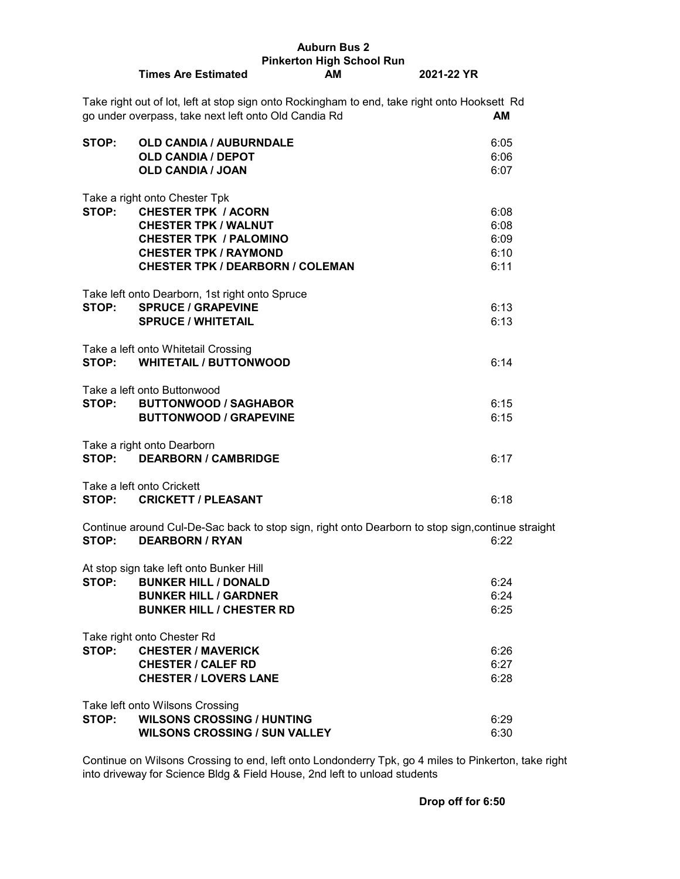# Auburn Bus 2
## Pinkerton High School Run

**Times Are Estimated** **AM** **2021-22 YR**

Take right out of lot, left at stop sign onto Rockingham to end, take right onto Hooksett Rd go under overpass, take next left onto Old Candia Rd

| | | **AM** |
|---|---|---|
| **STOP:** | **OLD CANDIA / AUBURNDALE** | 6:05 |
| | **OLD CANDIA / DEPOT** | 6:06 |
| | **OLD CANDIA / JOAN** | 6:07 |

Take a right onto Chester Tpk

| | | |
|---|---|---|
| **STOP:** | **CHESTER TPK / ACORN** | 6:08 |
| | **CHESTER TPK / WALNUT** | 6:08 |
| | **CHESTER TPK / PALOMINO** | 6:09 |
| | **CHESTER TPK / RAYMOND** | 6:10 |
| | **CHESTER TPK / DEARBORN / COLEMAN** | 6:11 |

Take left onto Dearborn, 1st right onto Spruce

| | | |
|---|---|---|
| **STOP:** | **SPRUCE / GRAPEVINE** | 6:13 |
| | **SPRUCE / WHITETAIL** | 6:13 |

Take a left onto Whitetail Crossing

| | | |
|---|---|---|
| **STOP:** | **WHITETAIL / BUTTONWOOD** | 6:14 |

Take a left onto Buttonwood

| | | |
|---|---|---|
| **STOP:** | **BUTTONWOOD / SAGHABOR** | 6:15 |
| | **BUTTONWOOD / GRAPEVINE** | 6:15 |

Take a right onto Dearborn

| | | |
|---|---|---|
| **STOP:** | **DEARBORN / CAMBRIDGE** | 6:17 |

Take a left onto Crickett

| | | |
|---|---|---|
| **STOP:** | **CRICKETT / PLEASANT** | 6:18 |

Continue around Cul-De-Sac back to stop sign, right onto Dearborn to stop sign,continue straight

| | | |
|---|---|---|
| **STOP:** | **DEARBORN / RYAN** | 6:22 |

At stop sign take left onto Bunker Hill

| | | |
|---|---|---|
| **STOP:** | **BUNKER HILL / DONALD** | 6:24 |
| | **BUNKER HILL / GARDNER** | 6:24 |
| | **BUNKER HILL / CHESTER RD** | 6:25 |

Take right onto Chester Rd

| | | |
|---|---|---|
| **STOP:** | **CHESTER / MAVERICK** | 6:26 |
| | **CHESTER / CALEF RD** | 6:27 |
| | **CHESTER / LOVERS LANE** | 6:28 |

Take left onto Wilsons Crossing

| | | |
|---|---|---|
| **STOP:** | **WILSONS CROSSING / HUNTING** | 6:29 |
| | **WILSONS CROSSING / SUN VALLEY** | 6:30 |

Continue on Wilsons Crossing to end, left onto Londonderry Tpk, go 4 miles to Pinkerton, take right into driveway for Science Bldg & Field House, 2nd left to unload students

**Drop off for 6:50**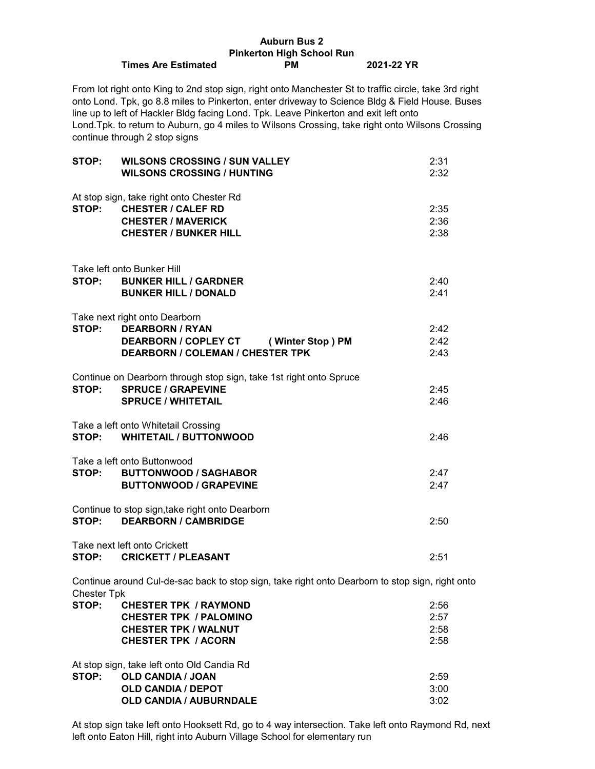**Auburn Bus 2**
**Pinkerton High School Run**
**Times Are Estimated** **PM** **2021-22 YR**

From lot right onto King to 2nd stop sign, right onto Manchester St to traffic circle, take 3rd right onto Lond. Tpk, go 8.8 miles to Pinkerton, enter driveway to Science Bldg & Field House. Buses line up to left of Hackler Bldg facing Lond. Tpk. Leave Pinkerton and exit left onto Lond.Tpk. to return to Auburn, go 4 miles to Wilsons Crossing, take right onto Wilsons Crossing continue through 2 stop signs

**STOP:** **WILSONS CROSSING / SUN VALLEY** 2:31
**WILSONS CROSSING / HUNTING** 2:32

At stop sign, take right onto Chester Rd
**STOP:** **CHESTER / CALEF RD** 2:35
**CHESTER / MAVERICK** 2:36
**CHESTER / BUNKER HILL** 2:38

Take left onto Bunker Hill
**STOP:** **BUNKER HILL / GARDNER** 2:40
**BUNKER HILL / DONALD** 2:41

Take next right onto Dearborn
**STOP:** **DEARBORN / RYAN** 2:42
**DEARBORN / COPLEY CT (Winter Stop) PM** 2:42
**DEARBORN / COLEMAN / CHESTER TPK** 2:43

Continue on Dearborn through stop sign, take 1st right onto Spruce
**STOP:** **SPRUCE / GRAPEVINE** 2:45
**SPRUCE / WHITETAIL** 2:46

Take a left onto Whitetail Crossing
**STOP:** **WHITETAIL / BUTTONWOOD** 2:46

Take a left onto Buttonwood
**STOP:** **BUTTONWOOD / SAGHABOR** 2:47
**BUTTONWOOD / GRAPEVINE** 2:47

Continue to stop sign,take right onto Dearborn
**STOP:** **DEARBORN / CAMBRIDGE** 2:50

Take next left onto Crickett
**STOP:** **CRICKETT / PLEASANT** 2:51

Continue around Cul-de-sac back to stop sign, take right onto Dearborn to stop sign, right onto Chester Tpk
**STOP:** **CHESTER TPK / RAYMOND** 2:56
**CHESTER TPK / PALOMINO** 2:57
**CHESTER TPK / WALNUT** 2:58
**CHESTER TPK / ACORN** 2:58

At stop sign, take left onto Old Candia Rd
**STOP:** **OLD CANDIA / JOAN** 2:59
**OLD CANDIA / DEPOT** 3:00
**OLD CANDIA / AUBURNDALE** 3:02

At stop sign take left onto Hooksett Rd, go to 4 way intersection. Take left onto Raymond Rd, next left onto Eaton Hill, right into Auburn Village School for elementary run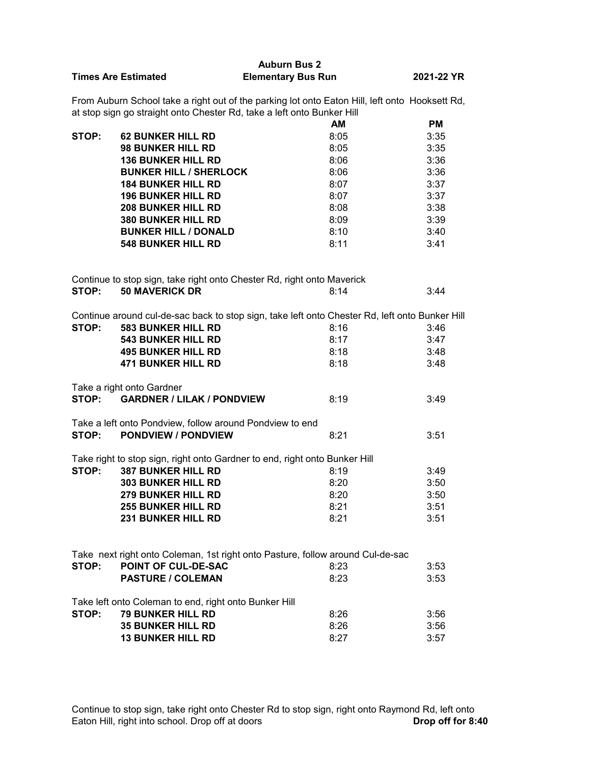# Auburn Bus 2

**Times Are Estimated** | **Elementary Bus Run** | **2021-22 YR**

From Auburn School take a right out of the parking lot onto Eaton Hill, left onto Hooksett Rd, at stop sign go straight onto Chester Rd, take a left onto Bunker Hill

| | | AM | PM |
|---|---|---|---|
| **STOP:** | **62 BUNKER HILL RD** | 8:05 | 3:35 |
| | **98 BUNKER HILL RD** | 8:05 | 3:35 |
| | **136 BUNKER HILL RD** | 8:06 | 3:36 |
| | **BUNKER HILL / SHERLOCK** | 8:06 | 3:36 |
| | **184 BUNKER HILL RD** | 8:07 | 3:37 |
| | **196 BUNKER HILL RD** | 8:07 | 3:37 |
| | **208 BUNKER HILL RD** | 8:08 | 3:38 |
| | **380 BUNKER HILL RD** | 8:09 | 3:39 |
| | **BUNKER HILL / DONALD** | 8:10 | 3:40 |
| | **548 BUNKER HILL RD** | 8:11 | 3:41 |

Continue to stop sign, take right onto Chester Rd, right onto Maverick

| | | | |
|---|---|---|---|
| **STOP:** | **50 MAVERICK DR** | 8:14 | 3:44 |

Continue around cul-de-sac back to stop sign, take left onto Chester Rd, left onto Bunker Hill

| | | | |
|---|---|---|---|
| **STOP:** | **583 BUNKER HILL RD** | 8:16 | 3:46 |
| | **543 BUNKER HILL RD** | 8:17 | 3:47 |
| | **495 BUNKER HILL RD** | 8:18 | 3:48 |
| | **471 BUNKER HILL RD** | 8:18 | 3:48 |

Take a right onto Gardner

| | | | |
|---|---|---|---|
| **STOP:** | **GARDNER / LILAK / PONDVIEW** | 8:19 | 3:49 |

Take a left onto Pondview, follow around Pondview to end

| | | | |
|---|---|---|---|
| **STOP:** | **PONDVIEW / PONDVIEW** | 8:21 | 3:51 |

Take right to stop sign, right onto Gardner to end, right onto Bunker Hill

| | | | |
|---|---|---|---|
| **STOP:** | **387 BUNKER HILL RD** | 8:19 | 3:49 |
| | **303 BUNKER HILL RD** | 8:20 | 3:50 |
| | **279 BUNKER HILL RD** | 8:20 | 3:50 |
| | **255 BUNKER HILL RD** | 8:21 | 3:51 |
| | **231 BUNKER HILL RD** | 8:21 | 3:51 |

Take next right onto Coleman, 1st right onto Pasture, follow around Cul-de-sac

| | | | |
|---|---|---|---|
| **STOP:** | **POINT OF CUL-DE-SAC** | 8:23 | 3:53 |
| | **PASTURE / COLEMAN** | 8:23 | 3:53 |

Take left onto Coleman to end, right onto Bunker Hill

| | | | |
|---|---|---|---|
| **STOP:** | **79 BUNKER HILL RD** | 8:26 | 3:56 |
| | **35 BUNKER HILL RD** | 8:26 | 3:56 |
| | **13 BUNKER HILL RD** | 8:27 | 3:57 |

Continue to stop sign, take right onto Chester Rd to stop sign, right onto Raymond Rd, left onto Eaton Hill, right into school. Drop off at doors **Drop off for 8:40**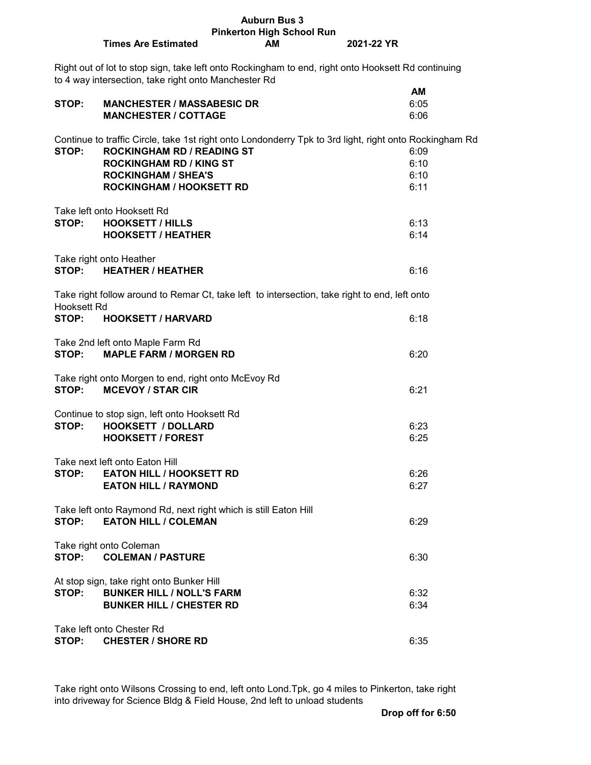**Auburn Bus 3**
**Pinkerton High School Run**

**Times Are Estimated** **AM** **2021-22 YR**

Right out of lot to stop sign, take left onto Rockingham to end, right onto Hooksett Rd continuing to 4 way intersection, take right onto Manchester Rd

| | | **AM** |
|---|---|---|
| **STOP:** | **MANCHESTER / MASSABESIC DR** | 6:05 |
| | **MANCHESTER / COTTAGE** | 6:06 |

Continue to traffic Circle, take 1st right onto Londonderry Tpk to 3rd light, right onto Rockingham Rd

| | | |
|---|---|---|
| **STOP:** | **ROCKINGHAM RD / READING ST** | 6:09 |
| | **ROCKINGHAM RD / KING ST** | 6:10 |
| | **ROCKINGHAM / SHEA'S** | 6:10 |
| | **ROCKINGHAM / HOOKSETT RD** | 6:11 |

Take left onto Hooksett Rd

| | | |
|---|---|---|
| **STOP:** | **HOOKSETT / HILLS** | 6:13 |
| | **HOOKSETT / HEATHER** | 6:14 |

Take right onto Heather

| | | |
|---|---|---|
| **STOP:** | **HEATHER / HEATHER** | 6:16 |

Take right follow around to Remar Ct, take left to intersection, take right to end, left onto Hooksett Rd

| | | |
|---|---|---|
| **STOP:** | **HOOKSETT / HARVARD** | 6:18 |

Take 2nd left onto Maple Farm Rd

| | | |
|---|---|---|
| **STOP:** | **MAPLE FARM / MORGEN RD** | 6:20 |

Take right onto Morgen to end, right onto McEvoy Rd

| | | |
|---|---|---|
| **STOP:** | **MCEVOY / STAR CIR** | 6:21 |

Continue to stop sign, left onto Hooksett Rd

| | | |
|---|---|---|
| **STOP:** | **HOOKSETT / DOLLARD** | 6:23 |
| | **HOOKSETT / FOREST** | 6:25 |

Take next left onto Eaton Hill

| | | |
|---|---|---|
| **STOP:** | **EATON HILL / HOOKSETT RD** | 6:26 |
| | **EATON HILL / RAYMOND** | 6:27 |

Take left onto Raymond Rd, next right which is still Eaton Hill

| | | |
|---|---|---|
| **STOP:** | **EATON HILL / COLEMAN** | 6:29 |

Take right onto Coleman

| | | |
|---|---|---|
| **STOP:** | **COLEMAN / PASTURE** | 6:30 |

At stop sign, take right onto Bunker Hill

| | | |
|---|---|---|
| **STOP:** | **BUNKER HILL / NOLL'S FARM** | 6:32 |
| | **BUNKER HILL / CHESTER RD** | 6:34 |

Take left onto Chester Rd

| | | |
|---|---|---|
| **STOP:** | **CHESTER / SHORE RD** | 6:35 |

Take right onto Wilsons Crossing to end, left onto Lond.Tpk, go 4 miles to Pinkerton, take right into driveway for Science Bldg & Field House, 2nd left to unload students

**Drop off for 6:50**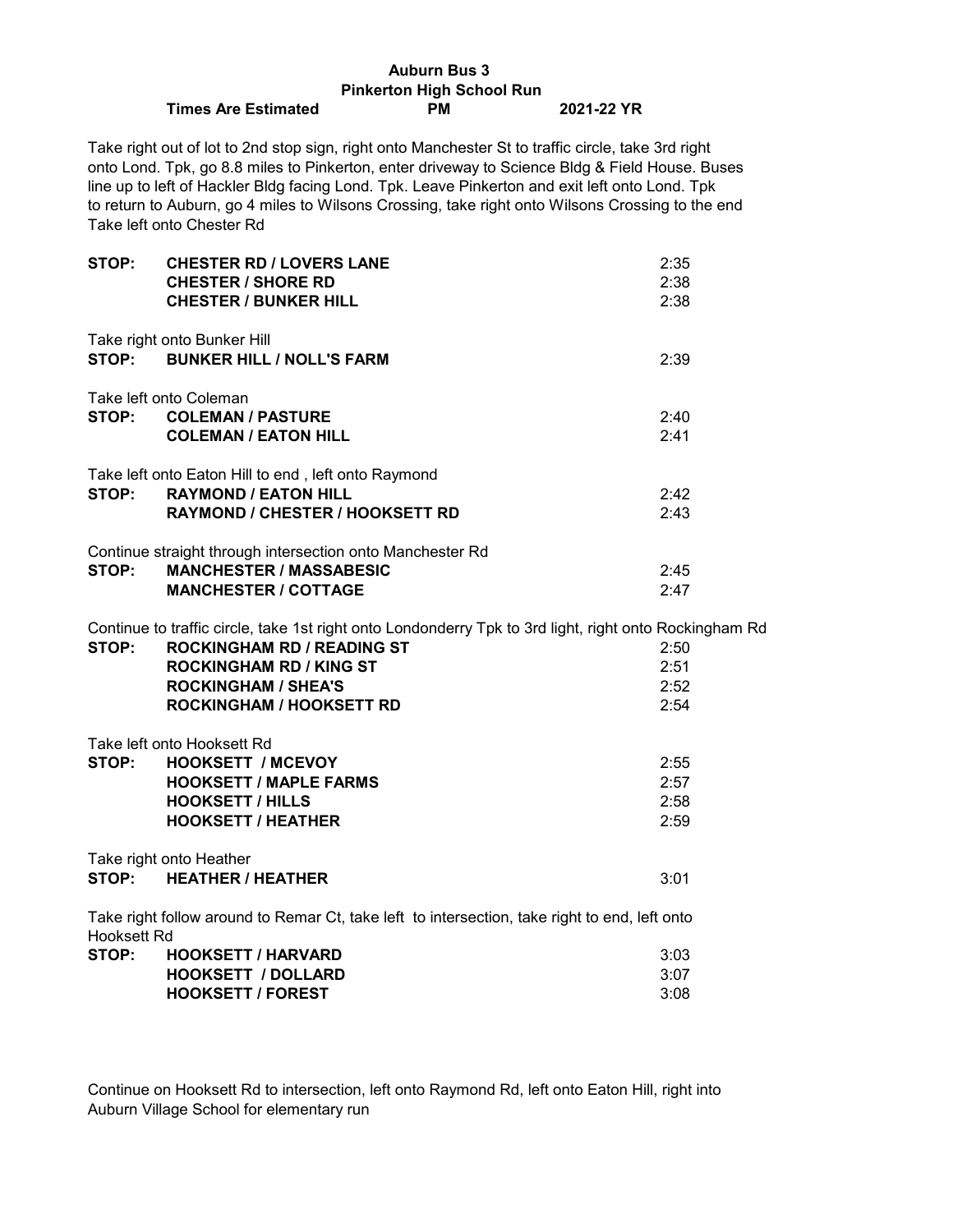# Auburn Bus 3

## Pinkerton High School Run

**Times Are Estimated** **PM** **2021-22 YR**

Take right out of lot to 2nd stop sign, right onto Manchester St to traffic circle, take 3rd right onto Lond. Tpk, go 8.8 miles to Pinkerton, enter driveway to Science Bldg & Field House. Buses line up to left of Hackler Bldg facing Lond. Tpk. Leave Pinkerton and exit left onto Lond. Tpk to return to Auburn, go 4 miles to Wilsons Crossing, take right onto Wilsons Crossing to the end Take left onto Chester Rd

| | | |
|---|---|---|
| **STOP:** | **CHESTER RD / LOVERS LANE** | 2:35 |
| | **CHESTER / SHORE RD** | 2:38 |
| | **CHESTER / BUNKER HILL** | 2:38 |

Take right onto Bunker Hill

| | | |
|---|---|---|
| **STOP:** | **BUNKER HILL / NOLL'S FARM** | 2:39 |

Take left onto Coleman

| | | |
|---|---|---|
| **STOP:** | **COLEMAN / PASTURE** | 2:40 |
| | **COLEMAN / EATON HILL** | 2:41 |

Take left onto Eaton Hill to end , left onto Raymond

| | | |
|---|---|---|
| **STOP:** | **RAYMOND / EATON HILL** | 2:42 |
| | **RAYMOND / CHESTER / HOOKSETT RD** | 2:43 |

Continue straight through intersection onto Manchester Rd

| | | |
|---|---|---|
| **STOP:** | **MANCHESTER / MASSABESIC** | 2:45 |
| | **MANCHESTER / COTTAGE** | 2:47 |

Continue to traffic circle, take 1st right onto Londonderry Tpk to 3rd light, right onto Rockingham Rd

| | | |
|---|---|---|
| **STOP:** | **ROCKINGHAM RD / READING ST** | 2:50 |
| | **ROCKINGHAM RD / KING ST** | 2:51 |
| | **ROCKINGHAM / SHEA'S** | 2:52 |
| | **ROCKINGHAM / HOOKSETT RD** | 2:54 |

Take left onto Hooksett Rd

| | | |
|---|---|---|
| **STOP:** | **HOOKSETT / MCEVOY** | 2:55 |
| | **HOOKSETT / MAPLE FARMS** | 2:57 |
| | **HOOKSETT / HILLS** | 2:58 |
| | **HOOKSETT / HEATHER** | 2:59 |

Take right onto Heather

| | | |
|---|---|---|
| **STOP:** | **HEATHER / HEATHER** | 3:01 |

Take right follow around to Remar Ct, take left to intersection, take right to end, left onto Hooksett Rd

| | | |
|---|---|---|
| **STOP:** | **HOOKSETT / HARVARD** | 3:03 |
| | **HOOKSETT / DOLLARD** | 3:07 |
| | **HOOKSETT / FOREST** | 3:08 |

Continue on Hooksett Rd to intersection, left onto Raymond Rd, left onto Eaton Hill, right into Auburn Village School for elementary run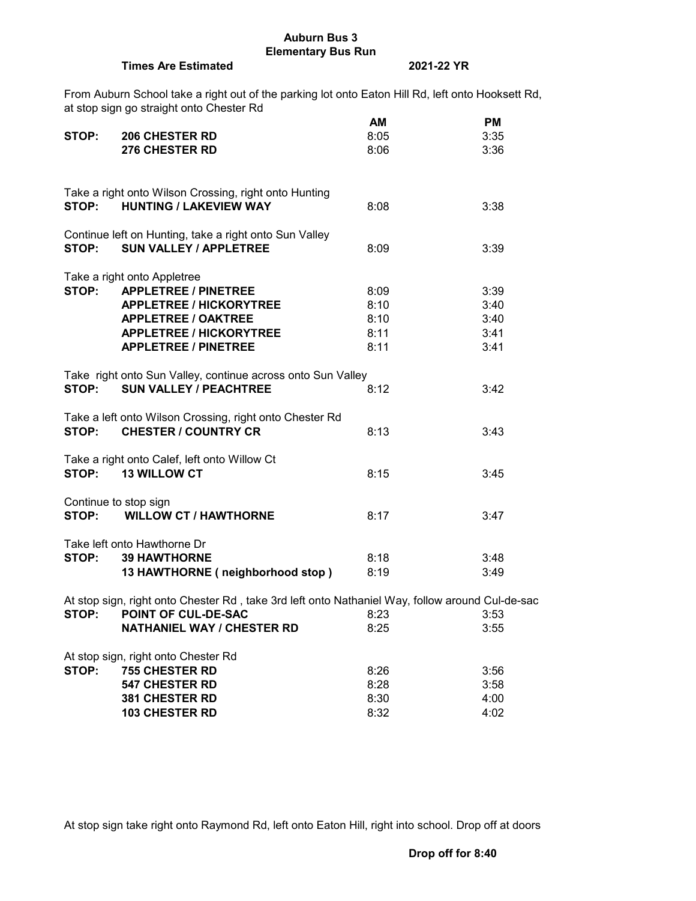# Auburn Bus 3
## Elementary Bus Run

**Times Are Estimated** **2021-22 YR**

From Auburn School take a right out of the parking lot onto Eaton Hill Rd, left onto Hooksett Rd, at stop sign go straight onto Chester Rd

| | | AM | PM |
|---|---|---|---|
| **STOP:** | **206 CHESTER RD** | 8:05 | 3:35 |
| | **276 CHESTER RD** | 8:06 | 3:36 |

Take a right onto Wilson Crossing, right onto Hunting

| | | | |
|---|---|---|---|
| **STOP:** | **HUNTING / LAKEVIEW WAY** | 8:08 | 3:38 |

Continue left on Hunting, take a right onto Sun Valley

| | | | |
|---|---|---|---|
| **STOP:** | **SUN VALLEY / APPLETREE** | 8:09 | 3:39 |

Take a right onto Appletree

| | | | |
|---|---|---|---|
| **STOP:** | **APPLETREE / PINETREE** | 8:09 | 3:39 |
| | **APPLETREE / HICKORYTREE** | 8:10 | 3:40 |
| | **APPLETREE / OAKTREE** | 8:10 | 3:40 |
| | **APPLETREE / HICKORYTREE** | 8:11 | 3:41 |
| | **APPLETREE / PINETREE** | 8:11 | 3:41 |

Take right onto Sun Valley, continue across onto Sun Valley

| | | | |
|---|---|---|---|
| **STOP:** | **SUN VALLEY / PEACHTREE** | 8:12 | 3:42 |

Take a left onto Wilson Crossing, right onto Chester Rd

| | | | |
|---|---|---|---|
| **STOP:** | **CHESTER / COUNTRY CR** | 8:13 | 3:43 |

Take a right onto Calef, left onto Willow Ct

| | | | |
|---|---|---|---|
| **STOP:** | **13 WILLOW CT** | 8:15 | 3:45 |

Continue to stop sign

| | | | |
|---|---|---|---|
| **STOP:** | **WILLOW CT / HAWTHORNE** | 8:17 | 3:47 |

Take left onto Hawthorne Dr

| | | | |
|---|---|---|---|
| **STOP:** | **39 HAWTHORNE** | 8:18 | 3:48 |
| | **13 HAWTHORNE ( neighborhood stop )** | 8:19 | 3:49 |

At stop sign, right onto Chester Rd , take 3rd left onto Nathaniel Way, follow around Cul-de-sac

| | | | |
|---|---|---|---|
| **STOP:** | **POINT OF CUL-DE-SAC** | 8:23 | 3:53 |
| | **NATHANIEL WAY / CHESTER RD** | 8:25 | 3:55 |

At stop sign, right onto Chester Rd

| | | | |
|---|---|---|---|
| **STOP:** | **755 CHESTER RD** | 8:26 | 3:56 |
| | **547 CHESTER RD** | 8:28 | 3:58 |
| | **381 CHESTER RD** | 8:30 | 4:00 |
| | **103 CHESTER RD** | 8:32 | 4:02 |

At stop sign take right onto Raymond Rd, left onto Eaton Hill, right into school. Drop off at doors

**Drop off for 8:40**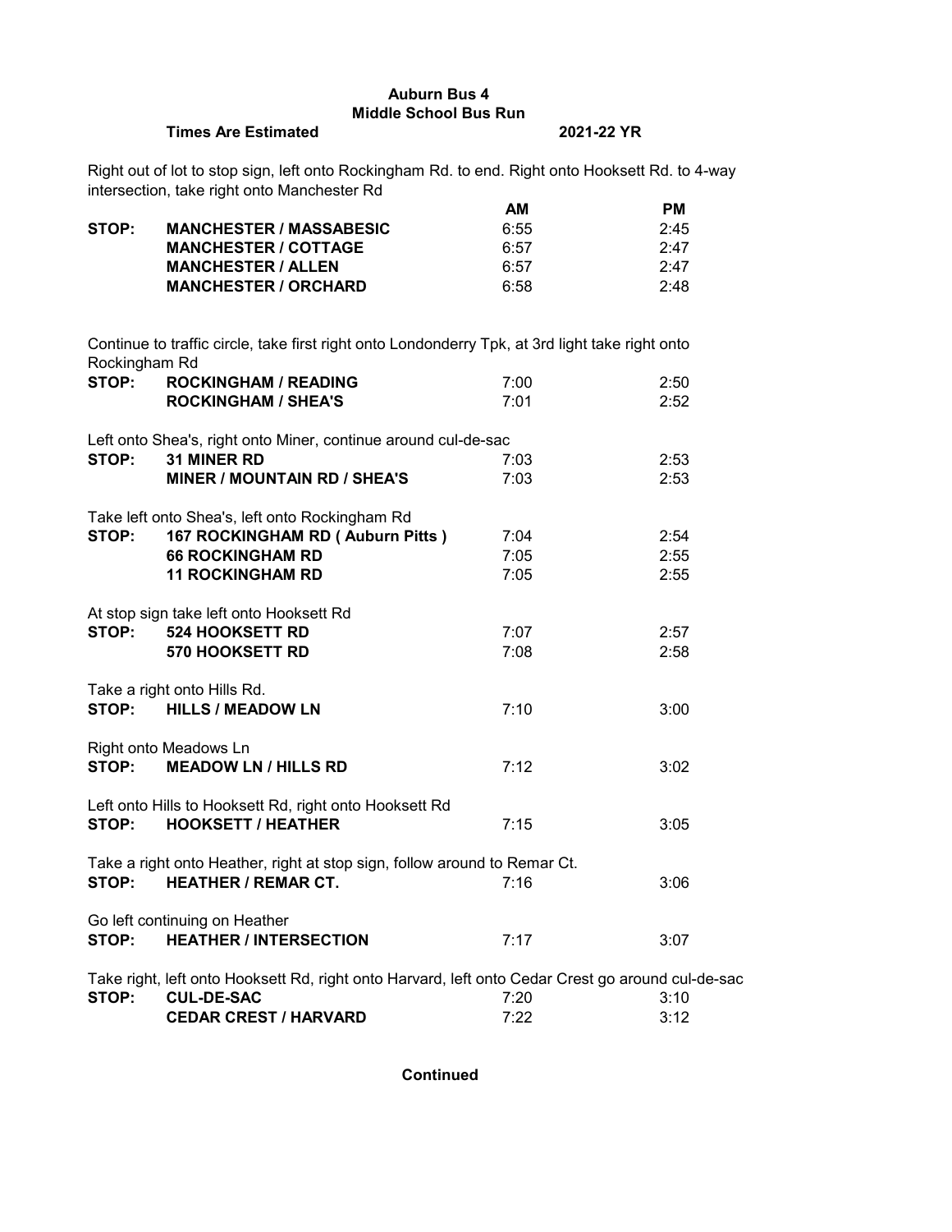**Auburn Bus 4**

**Middle School Bus Run**

**Times Are Estimated** **2021-22 YR**

Right out of lot to stop sign, left onto Rockingham Rd. to end. Right onto Hooksett Rd. to 4-way intersection, take right onto Manchester Rd

| | | AM | PM |
|---|---|---|---|
| **STOP:** | **MANCHESTER / MASSABESIC** | 6:55 | 2:45 |
| | **MANCHESTER / COTTAGE** | 6:57 | 2:47 |
| | **MANCHESTER / ALLEN** | 6:57 | 2:47 |
| | **MANCHESTER / ORCHARD** | 6:58 | 2:48 |

Continue to traffic circle, take first right onto Londonderry Tpk, at 3rd light take right onto Rockingham Rd

| | | | |
|---|---|---|---|
| **STOP:** | **ROCKINGHAM / READING** | 7:00 | 2:50 |
| | **ROCKINGHAM / SHEA'S** | 7:01 | 2:52 |

Left onto Shea's, right onto Miner, continue around cul-de-sac

| | | | |
|---|---|---|---|
| **STOP:** | **31 MINER RD** | 7:03 | 2:53 |
| | **MINER / MOUNTAIN RD / SHEA'S** | 7:03 | 2:53 |

Take left onto Shea's, left onto Rockingham Rd

| | | | |
|---|---|---|---|
| **STOP:** | **167 ROCKINGHAM RD ( Auburn Pitts )** | 7:04 | 2:54 |
| | **66 ROCKINGHAM RD** | 7:05 | 2:55 |
| | **11 ROCKINGHAM RD** | 7:05 | 2:55 |

At stop sign take left onto Hooksett Rd

| | | | |
|---|---|---|---|
| **STOP:** | **524 HOOKSETT RD** | 7:07 | 2:57 |
| | **570 HOOKSETT RD** | 7:08 | 2:58 |

Take a right onto Hills Rd.

| | | | |
|---|---|---|---|
| **STOP:** | **HILLS / MEADOW LN** | 7:10 | 3:00 |

Right onto Meadows Ln

| | | | |
|---|---|---|---|
| **STOP:** | **MEADOW LN / HILLS RD** | 7:12 | 3:02 |

Left onto Hills to Hooksett Rd, right onto Hooksett Rd

| | | | |
|---|---|---|---|
| **STOP:** | **HOOKSETT / HEATHER** | 7:15 | 3:05 |

Take a right onto Heather, right at stop sign, follow around to Remar Ct.

| | | | |
|---|---|---|---|
| **STOP:** | **HEATHER / REMAR CT.** | 7:16 | 3:06 |

Go left continuing on Heather

| | | | |
|---|---|---|---|
| **STOP:** | **HEATHER / INTERSECTION** | 7:17 | 3:07 |

Take right, left onto Hooksett Rd, right onto Harvard, left onto Cedar Crest go around cul-de-sac

| | | | |
|---|---|---|---|
| **STOP:** | **CUL-DE-SAC** | 7:20 | 3:10 |
| | **CEDAR CREST / HARVARD** | 7:22 | 3:12 |

**Continued**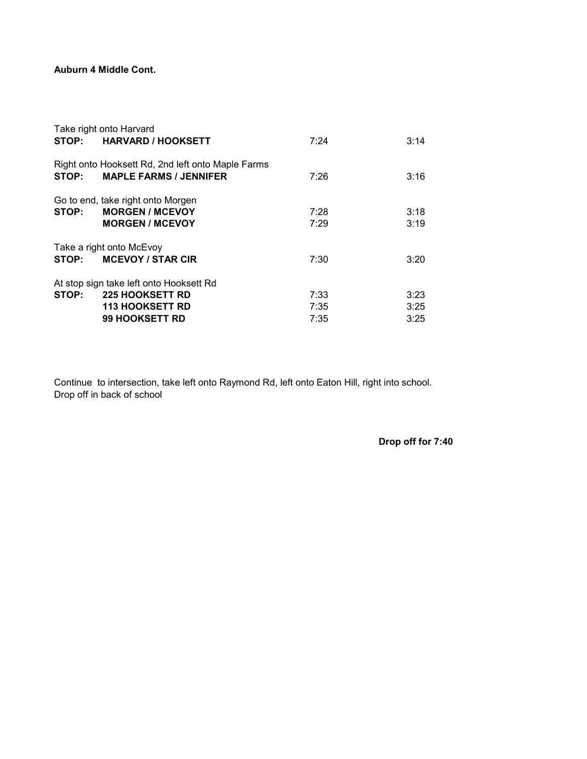**Auburn 4 Middle Cont.**

Take right onto Harvard

| | | | |
|---|---|---|---|
| **STOP:** | **HARVARD / HOOKSETT** | 7:24 | 3:14 |

Right onto Hooksett Rd, 2nd left onto Maple Farms

| | | | |
|---|---|---|---|
| **STOP:** | **MAPLE FARMS / JENNIFER** | 7:26 | 3:16 |

Go to end, take right onto Morgen

| | | | |
|---|---|---|---|
| **STOP:** | **MORGEN / MCEVOY** | 7:28 | 3:18 |
| | **MORGEN / MCEVOY** | 7:29 | 3:19 |

Take a right onto McEvoy

| | | | |
|---|---|---|---|
| **STOP:** | **MCEVOY / STAR CIR** | 7:30 | 3:20 |

At stop sign take left onto Hooksett Rd

| | | | |
|---|---|---|---|
| **STOP:** | **225 HOOKSETT RD** | 7:33 | 3:23 |
| | **113 HOOKSETT RD** | 7:35 | 3:25 |
| | **99 HOOKSETT RD** | 7:35 | 3:25 |

Continue to intersection, take left onto Raymond Rd, left onto Eaton Hill, right into school.
Drop off in back of school

**Drop off for 7:40**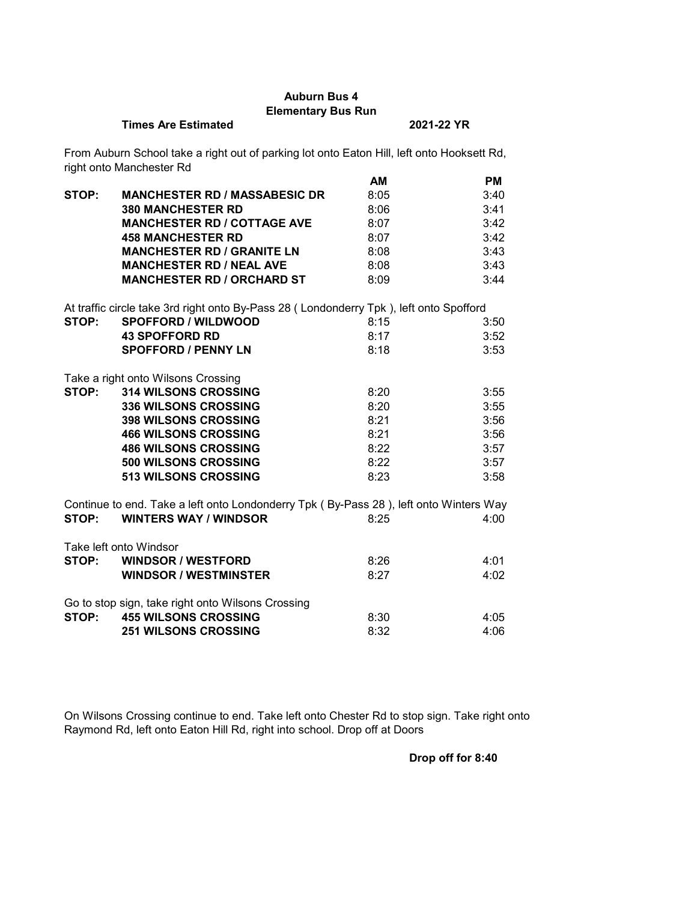**Auburn Bus 4**
**Elementary Bus Run**

**Times Are Estimated** **2021-22 YR**

From Auburn School take a right out of parking lot onto Eaton Hill, left onto Hooksett Rd, right onto Manchester Rd

| | | AM | PM |
|---|---|---|---|
| **STOP:** | **MANCHESTER RD / MASSABESIC DR** | 8:05 | 3:40 |
| | **380 MANCHESTER RD** | 8:06 | 3:41 |
| | **MANCHESTER RD / COTTAGE AVE** | 8:07 | 3:42 |
| | **458 MANCHESTER RD** | 8:07 | 3:42 |
| | **MANCHESTER RD / GRANITE LN** | 8:08 | 3:43 |
| | **MANCHESTER RD / NEAL AVE** | 8:08 | 3:43 |
| | **MANCHESTER RD / ORCHARD ST** | 8:09 | 3:44 |

At traffic circle take 3rd right onto By-Pass 28 ( Londonderry Tpk ), left onto Spofford

| | | | |
|---|---|---|---|
| **STOP:** | **SPOFFORD / WILDWOOD** | 8:15 | 3:50 |
| | **43 SPOFFORD RD** | 8:17 | 3:52 |
| | **SPOFFORD / PENNY LN** | 8:18 | 3:53 |

Take a right onto Wilsons Crossing

| | | | |
|---|---|---|---|
| **STOP:** | **314 WILSONS CROSSING** | 8:20 | 3:55 |
| | **336 WILSONS CROSSING** | 8:20 | 3:55 |
| | **398 WILSONS CROSSING** | 8:21 | 3:56 |
| | **466 WILSONS CROSSING** | 8:21 | 3:56 |
| | **486 WILSONS CROSSING** | 8:22 | 3:57 |
| | **500 WILSONS CROSSING** | 8:22 | 3:57 |
| | **513 WILSONS CROSSING** | 8:23 | 3:58 |

Continue to end. Take a left onto Londonderry Tpk ( By-Pass 28 ), left onto Winters Way

| | | | |
|---|---|---|---|
| **STOP:** | **WINTERS WAY / WINDSOR** | 8:25 | 4:00 |

Take left onto Windsor

| | | | |
|---|---|---|---|
| **STOP:** | **WINDSOR / WESTFORD** | 8:26 | 4:01 |
| | **WINDSOR / WESTMINSTER** | 8:27 | 4:02 |

Go to stop sign, take right onto Wilsons Crossing

| | | | |
|---|---|---|---|
| **STOP:** | **455 WILSONS CROSSING** | 8:30 | 4:05 |
| | **251 WILSONS CROSSING** | 8:32 | 4:06 |

On Wilsons Crossing continue to end. Take left onto Chester Rd to stop sign. Take right onto Raymond Rd, left onto Eaton Hill Rd, right into school. Drop off at Doors

**Drop off for 8:40**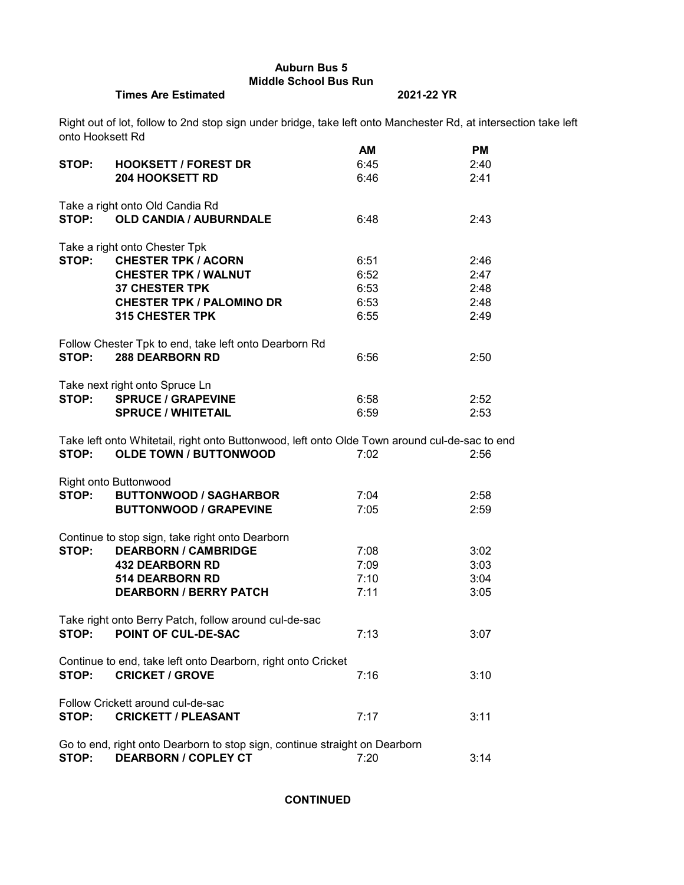**Auburn Bus 5**
**Middle School Bus Run**

**Times Are Estimated** **2021-22 YR**

Right out of lot, follow to 2nd stop sign under bridge, take left onto Manchester Rd, at intersection take left onto Hooksett Rd

| | | **AM** | **PM** |
|---|---|---|---|
| **STOP:** | **HOOKSETT / FOREST DR** | 6:45 | 2:40 |
| | **204 HOOKSETT RD** | 6:46 | 2:41 |
| Take a right onto Old Candia Rd | | | |
| **STOP:** | **OLD CANDIA / AUBURNDALE** | 6:48 | 2:43 |
| Take a right onto Chester Tpk | | | |
| **STOP:** | **CHESTER TPK / ACORN** | 6:51 | 2:46 |
| | **CHESTER TPK / WALNUT** | 6:52 | 2:47 |
| | **37 CHESTER TPK** | 6:53 | 2:48 |
| | **CHESTER TPK / PALOMINO DR** | 6:53 | 2:48 |
| | **315 CHESTER TPK** | 6:55 | 2:49 |
| Follow Chester Tpk to end, take left onto Dearborn Rd | | | |
| **STOP:** | **288 DEARBORN RD** | 6:56 | 2:50 |
| Take next right onto Spruce Ln | | | |
| **STOP:** | **SPRUCE / GRAPEVINE** | 6:58 | 2:52 |
| | **SPRUCE / WHITETAIL** | 6:59 | 2:53 |
| Take left onto Whitetail, right onto Buttonwood, left onto Olde Town around cul-de-sac to end | | | |
| **STOP:** | **OLDE TOWN / BUTTONWOOD** | 7:02 | 2:56 |
| Right onto Buttonwood | | | |
| **STOP:** | **BUTTONWOOD / SAGHARBOR** | 7:04 | 2:58 |
| | **BUTTONWOOD / GRAPEVINE** | 7:05 | 2:59 |
| Continue to stop sign, take right onto Dearborn | | | |
| **STOP:** | **DEARBORN / CAMBRIDGE** | 7:08 | 3:02 |
| | **432 DEARBORN RD** | 7:09 | 3:03 |
| | **514 DEARBORN RD** | 7:10 | 3:04 |
| | **DEARBORN / BERRY PATCH** | 7:11 | 3:05 |
| Take right onto Berry Patch, follow around cul-de-sac | | | |
| **STOP:** | **POINT OF CUL-DE-SAC** | 7:13 | 3:07 |
| Continue to end, take left onto Dearborn, right onto Cricket | | | |
| **STOP:** | **CRICKET / GROVE** | 7:16 | 3:10 |
| Follow Crickett around cul-de-sac | | | |
| **STOP:** | **CRICKETT / PLEASANT** | 7:17 | 3:11 |
| Go to end, right onto Dearborn to stop sign, continue straight on Dearborn | | | |
| **STOP:** | **DEARBORN / COPLEY CT** | 7:20 | 3:14 |

**CONTINUED**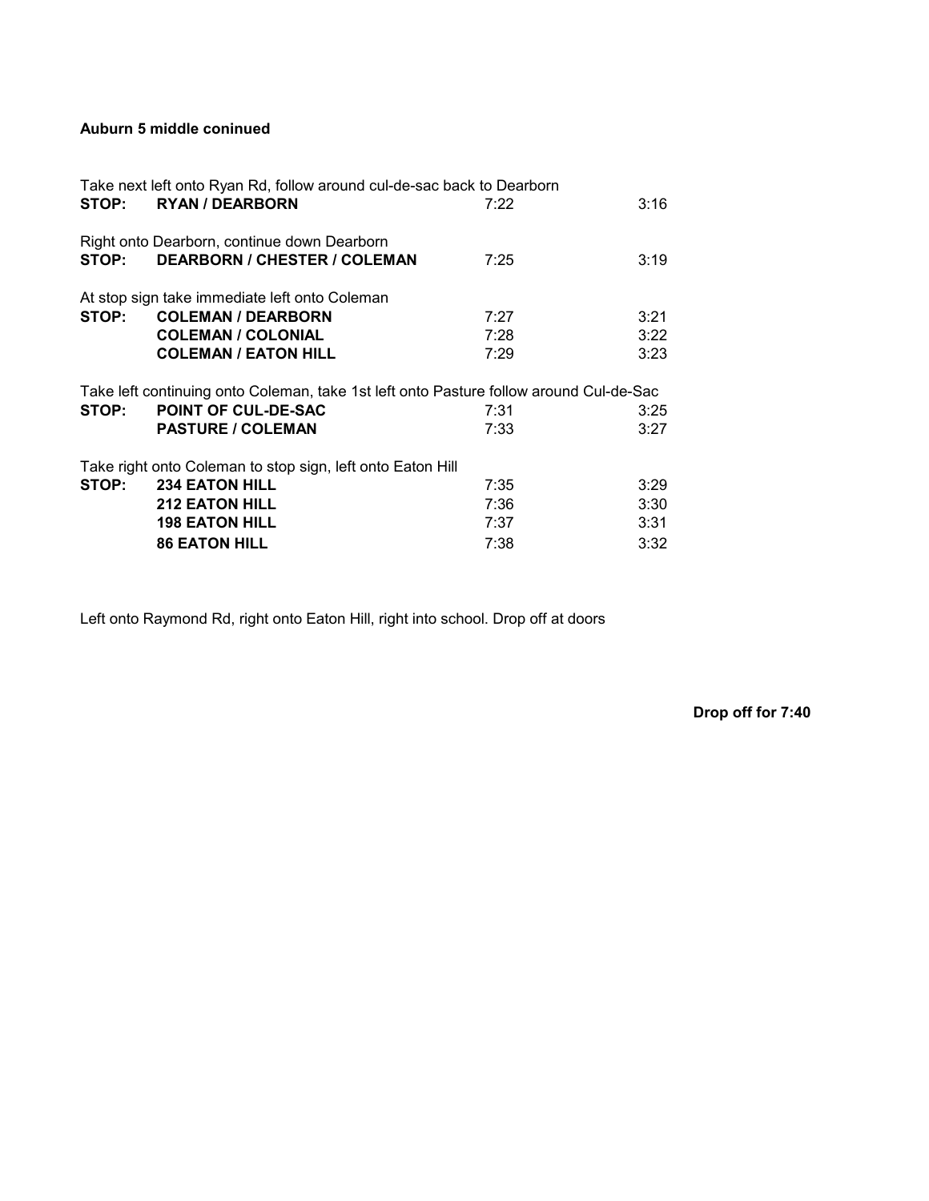**Auburn 5 middle coninued**

Take next left onto Ryan Rd, follow around cul-de-sac back to Dearborn

| | | | |
|---|---|---|---|
| **STOP:** | **RYAN / DEARBORN** | 7:22 | 3:16 |

Right onto Dearborn, continue down Dearborn

| | | | |
|---|---|---|---|
| **STOP:** | **DEARBORN / CHESTER / COLEMAN** | 7:25 | 3:19 |

At stop sign take immediate left onto Coleman

| | | | |
|---|---|---|---|
| **STOP:** | **COLEMAN / DEARBORN** | 7:27 | 3:21 |
| | **COLEMAN / COLONIAL** | 7:28 | 3:22 |
| | **COLEMAN / EATON HILL** | 7:29 | 3:23 |

Take left continuing onto Coleman, take 1st left onto Pasture follow around Cul-de-Sac

| | | | |
|---|---|---|---|
| **STOP:** | **POINT OF CUL-DE-SAC** | 7:31 | 3:25 |
| | **PASTURE / COLEMAN** | 7:33 | 3:27 |

Take right onto Coleman to stop sign, left onto Eaton Hill

| | | | |
|---|---|---|---|
| **STOP:** | **234 EATON HILL** | 7:35 | 3:29 |
| | **212 EATON HILL** | 7:36 | 3:30 |
| | **198 EATON HILL** | 7:37 | 3:31 |
| | **86 EATON HILL** | 7:38 | 3:32 |

Left onto Raymond Rd, right onto Eaton Hill, right into school. Drop off at doors

**Drop off for 7:40**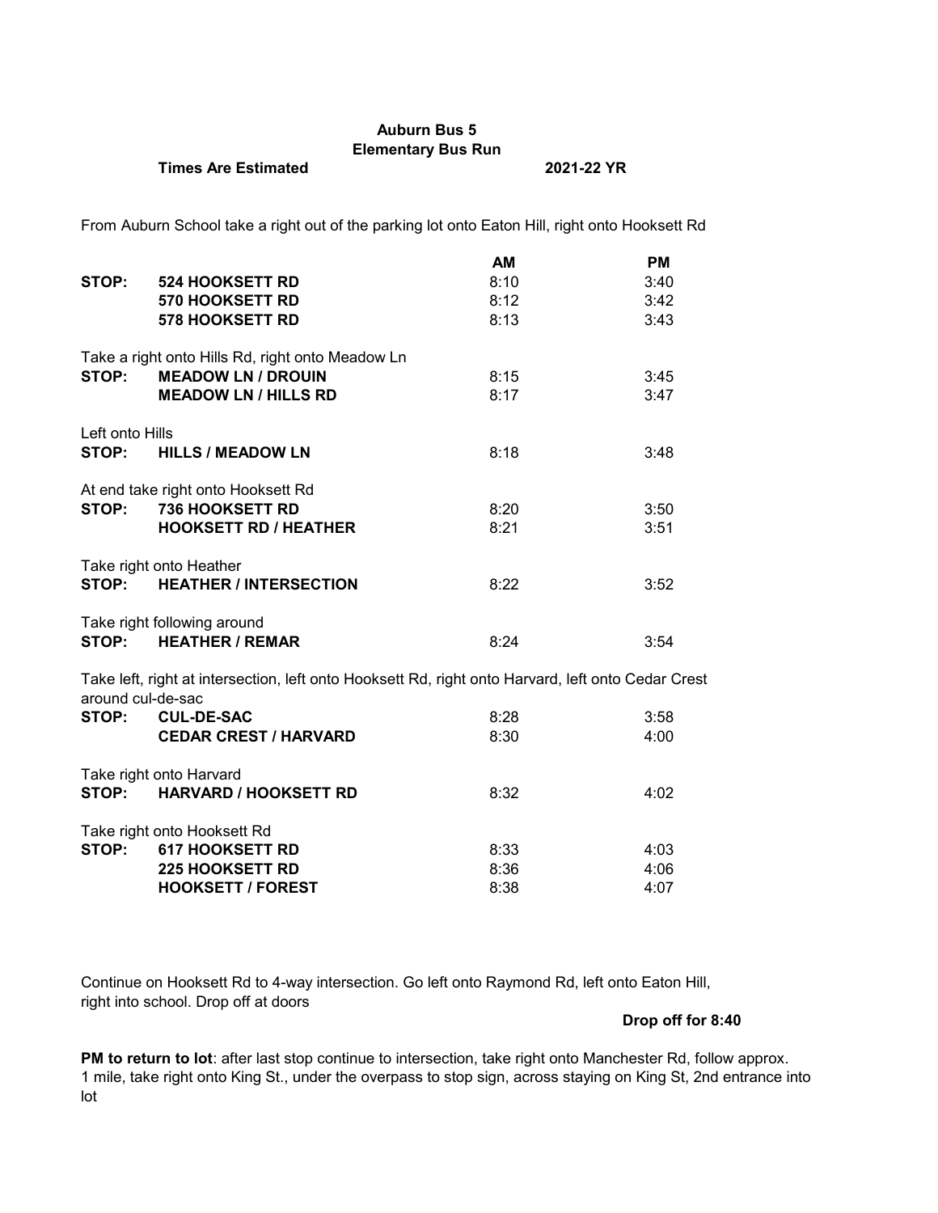**Auburn Bus 5**

**Elementary Bus Run**

**Times Are Estimated** **2021-22 YR**

From Auburn School take a right out of the parking lot onto Eaton Hill, right onto Hooksett Rd

| | | **AM** | **PM** |
|---|---|---|---|
| **STOP:** | **524 HOOKSETT RD** | 8:10 | 3:40 |
| | **570 HOOKSETT RD** | 8:12 | 3:42 |
| | **578 HOOKSETT RD** | 8:13 | 3:43 |
| Take a right onto Hills Rd, right onto Meadow Ln | | | |
| **STOP:** | **MEADOW LN / DROUIN** | 8:15 | 3:45 |
| | **MEADOW LN / HILLS RD** | 8:17 | 3:47 |
| Left onto Hills | | | |
| **STOP:** | **HILLS / MEADOW LN** | 8:18 | 3:48 |
| At end take right onto Hooksett Rd | | | |
| **STOP:** | **736 HOOKSETT RD** | 8:20 | 3:50 |
| | **HOOKSETT RD / HEATHER** | 8:21 | 3:51 |
| Take right onto Heather | | | |
| **STOP:** | **HEATHER / INTERSECTION** | 8:22 | 3:52 |
| Take right following around | | | |
| **STOP:** | **HEATHER / REMAR** | 8:24 | 3:54 |
| Take left, right at intersection, left onto Hooksett Rd, right onto Harvard, left onto Cedar Crest around cul-de-sac | | | |
| **STOP:** | **CUL-DE-SAC** | 8:28 | 3:58 |
| | **CEDAR CREST / HARVARD** | 8:30 | 4:00 |
| Take right onto Harvard | | | |
| **STOP:** | **HARVARD / HOOKSETT RD** | 8:32 | 4:02 |
| Take right onto Hooksett Rd | | | |
| **STOP:** | **617 HOOKSETT RD** | 8:33 | 4:03 |
| | **225 HOOKSETT RD** | 8:36 | 4:06 |
| | **HOOKSETT / FOREST** | 8:38 | 4:07 |

Continue on Hooksett Rd to 4-way intersection. Go left onto Raymond Rd, left onto Eaton Hill, right into school. Drop off at doors

**Drop off for 8:40**

**PM to return to lot**: after last stop continue to intersection, take right onto Manchester Rd, follow approx. 1 mile, take right onto King St., under the overpass to stop sign, across staying on King St, 2nd entrance into lot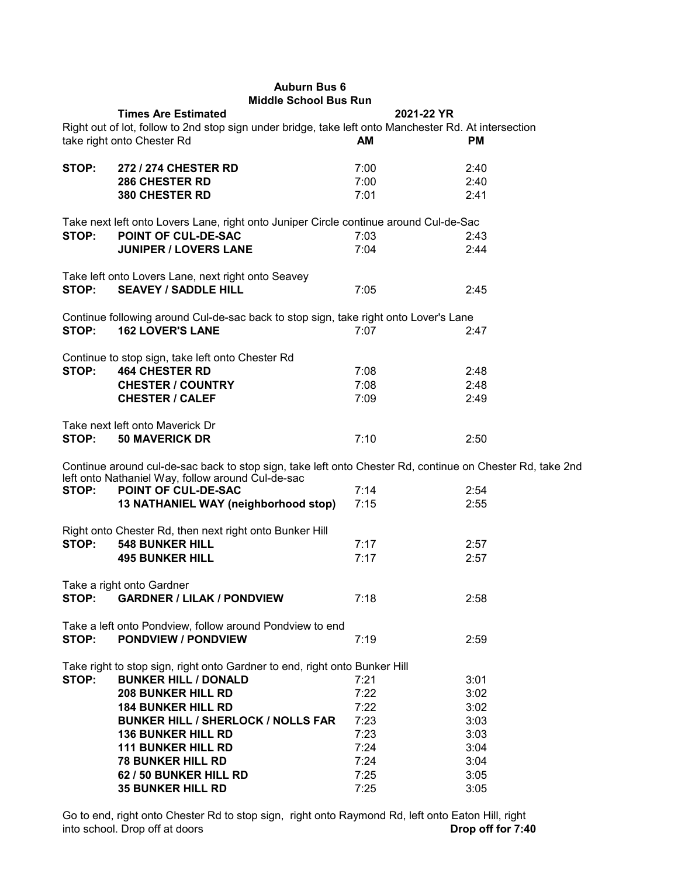# Auburn Bus 6
## Middle School Bus Run

**Times Are Estimated** — **2021-22 YR**

Right out of lot, follow to 2nd stop sign under bridge, take left onto Manchester Rd. At intersection take right onto Chester Rd

| | | AM | PM |
|---|---|---|---|
| **STOP:** | **272 / 274 CHESTER RD** | 7:00 | 2:40 |
| | **286 CHESTER RD** | 7:00 | 2:40 |
| | **380 CHESTER RD** | 7:01 | 2:41 |
| Take next left onto Lovers Lane, right onto Juniper Circle continue around Cul-de-Sac | | | |
| **STOP:** | **POINT OF CUL-DE-SAC** | 7:03 | 2:43 |
| | **JUNIPER / LOVERS LANE** | 7:04 | 2:44 |
| Take left onto Lovers Lane, next right onto Seavey | | | |
| **STOP:** | **SEAVEY / SADDLE HILL** | 7:05 | 2:45 |
| Continue following around Cul-de-sac back to stop sign, take right onto Lover's Lane | | | |
| **STOP:** | **162 LOVER'S LANE** | 7:07 | 2:47 |
| Continue to stop sign, take left onto Chester Rd | | | |
| **STOP:** | **464 CHESTER RD** | 7:08 | 2:48 |
| | **CHESTER / COUNTRY** | 7:08 | 2:48 |
| | **CHESTER / CALEF** | 7:09 | 2:49 |
| Take next left onto Maverick Dr | | | |
| **STOP:** | **50 MAVERICK DR** | 7:10 | 2:50 |
| Continue around cul-de-sac back to stop sign, take left onto Chester Rd, continue on Chester Rd, take 2nd left onto Nathaniel Way, follow around Cul-de-sac | | | |
| **STOP:** | **POINT OF CUL-DE-SAC** | 7:14 | 2:54 |
| | **13 NATHANIEL WAY (neighborhood stop)** | 7:15 | 2:55 |
| Right onto Chester Rd, then next right onto Bunker Hill | | | |
| **STOP:** | **548 BUNKER HILL** | 7:17 | 2:57 |
| | **495 BUNKER HILL** | 7:17 | 2:57 |
| Take a right onto Gardner | | | |
| **STOP:** | **GARDNER / LILAK / PONDVIEW** | 7:18 | 2:58 |
| Take a left onto Pondview, follow around Pondview to end | | | |
| **STOP:** | **PONDVIEW / PONDVIEW** | 7:19 | 2:59 |
| Take right to stop sign, right onto Gardner to end, right onto Bunker Hill | | | |
| **STOP:** | **BUNKER HILL / DONALD** | 7:21 | 3:01 |
| | **208 BUNKER HILL RD** | 7:22 | 3:02 |
| | **184 BUNKER HILL RD** | 7:22 | 3:02 |
| | **BUNKER HILL / SHERLOCK / NOLLS FAR** | 7:23 | 3:03 |
| | **136 BUNKER HILL RD** | 7:23 | 3:03 |
| | **111 BUNKER HILL RD** | 7:24 | 3:04 |
| | **78 BUNKER HILL RD** | 7:24 | 3:04 |
| | **62 / 50 BUNKER HILL RD** | 7:25 | 3:05 |
| | **35 BUNKER HILL RD** | 7:25 | 3:05 |

Go to end, right onto Chester Rd to stop sign, right onto Raymond Rd, left onto Eaton Hill, right into school. Drop off at doors **Drop off for 7:40**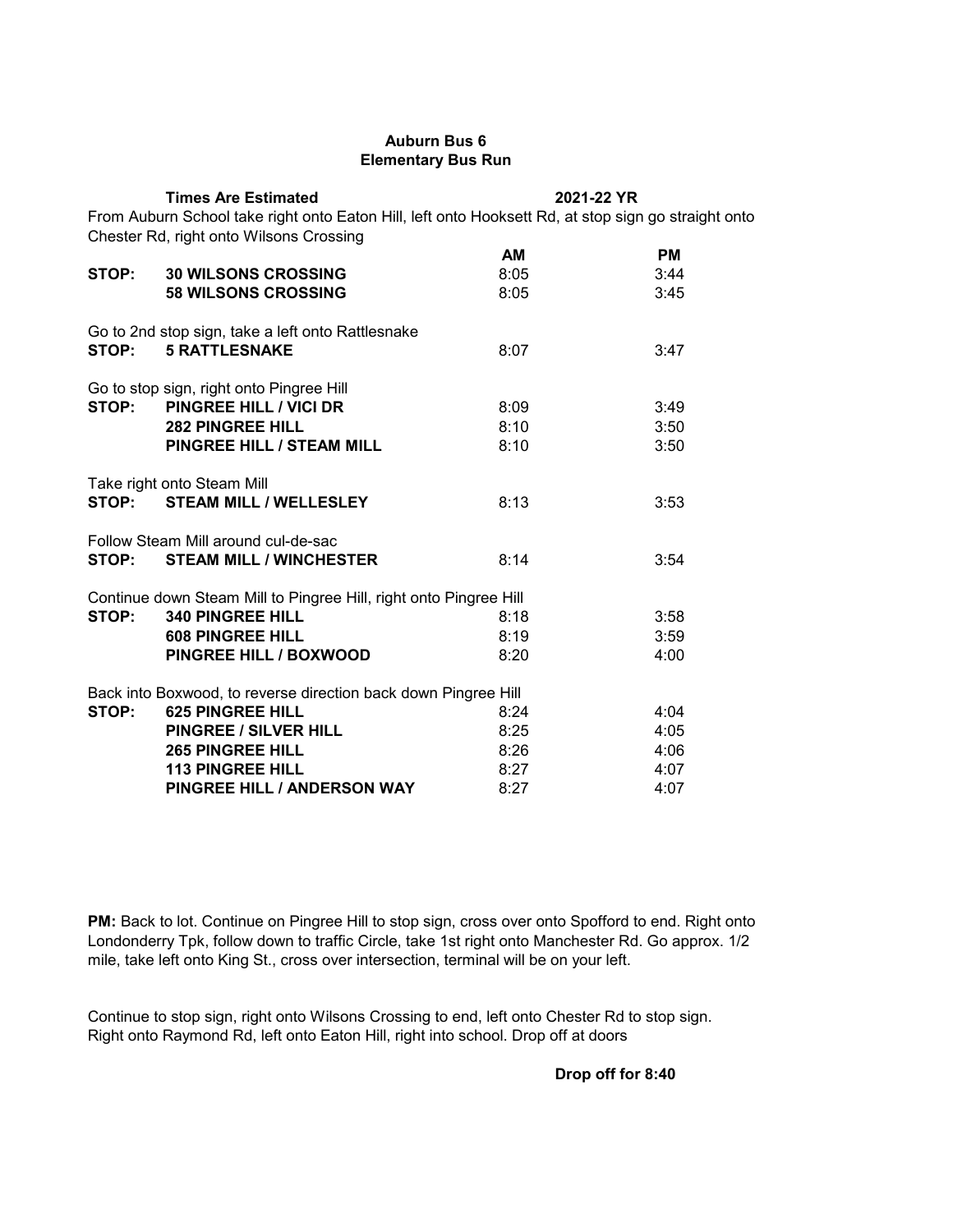**Auburn Bus 6**
**Elementary Bus Run**

**Times Are Estimated** **2021-22 YR**

From Auburn School take right onto Eaton Hill, left onto Hooksett Rd, at stop sign go straight onto Chester Rd, right onto Wilsons Crossing

| | | **AM** | **PM** |
|---|---|---|---|
| **STOP:** | **30 WILSONS CROSSING** | 8:05 | 3:44 |
| | **58 WILSONS CROSSING** | 8:05 | 3:45 |
| Go to 2nd stop sign, take a left onto Rattlesnake | | | |
| **STOP:** | **5 RATTLESNAKE** | 8:07 | 3:47 |
| Go to stop sign, right onto Pingree Hill | | | |
| **STOP:** | **PINGREE HILL / VICI DR** | 8:09 | 3:49 |
| | **282 PINGREE HILL** | 8:10 | 3:50 |
| | **PINGREE HILL / STEAM MILL** | 8:10 | 3:50 |
| Take right onto Steam Mill | | | |
| **STOP:** | **STEAM MILL / WELLESLEY** | 8:13 | 3:53 |
| Follow Steam Mill around cul-de-sac | | | |
| **STOP:** | **STEAM MILL / WINCHESTER** | 8:14 | 3:54 |
| Continue down Steam Mill to Pingree Hill, right onto Pingree Hill | | | |
| **STOP:** | **340 PINGREE HILL** | 8:18 | 3:58 |
| | **608 PINGREE HILL** | 8:19 | 3:59 |
| | **PINGREE HILL / BOXWOOD** | 8:20 | 4:00 |
| Back into Boxwood, to reverse direction back down Pingree Hill | | | |
| **STOP:** | **625 PINGREE HILL** | 8:24 | 4:04 |
| | **PINGREE / SILVER HILL** | 8:25 | 4:05 |
| | **265 PINGREE HILL** | 8:26 | 4:06 |
| | **113 PINGREE HILL** | 8:27 | 4:07 |
| | **PINGREE HILL / ANDERSON WAY** | 8:27 | 4:07 |

**PM:** Back to lot. Continue on Pingree Hill to stop sign, cross over onto Spofford to end. Right onto Londonderry Tpk, follow down to traffic Circle, take 1st right onto Manchester Rd. Go approx. 1/2 mile, take left onto King St., cross over intersection, terminal will be on your left.

Continue to stop sign, right onto Wilsons Crossing to end, left onto Chester Rd to stop sign. Right onto Raymond Rd, left onto Eaton Hill, right into school. Drop off at doors

**Drop off for 8:40**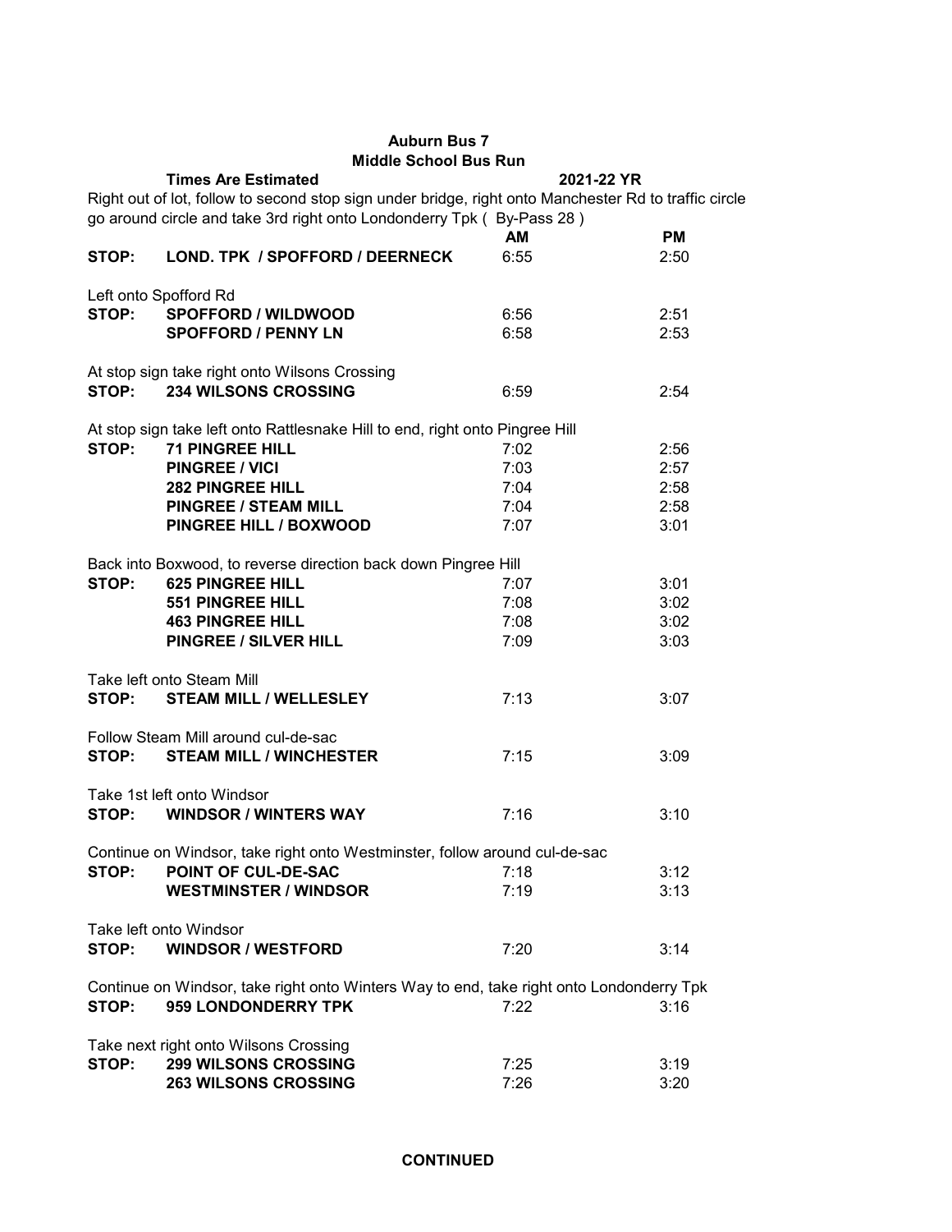## Auburn Bus 7
## Middle School Bus Run

**Times Are Estimated** **2021-22 YR**

Right out of lot, follow to second stop sign under bridge, right onto Manchester Rd to traffic circle go around circle and take 3rd right onto Londonderry Tpk ( By-Pass 28 )

| | | **AM** | **PM** |
|---|---|---|---|
| **STOP:** | **LOND. TPK / SPOFFORD / DEERNECK** | 6:55 | 2:50 |
| Left onto Spofford Rd | | | |
| **STOP:** | **SPOFFORD / WILDWOOD** | 6:56 | 2:51 |
| | **SPOFFORD / PENNY LN** | 6:58 | 2:53 |
| At stop sign take right onto Wilsons Crossing | | | |
| **STOP:** | **234 WILSONS CROSSING** | 6:59 | 2:54 |
| At stop sign take left onto Rattlesnake Hill to end, right onto Pingree Hill | | | |
| **STOP:** | **71 PINGREE HILL** | 7:02 | 2:56 |
| | **PINGREE / VICI** | 7:03 | 2:57 |
| | **282 PINGREE HILL** | 7:04 | 2:58 |
| | **PINGREE / STEAM MILL** | 7:04 | 2:58 |
| | **PINGREE HILL / BOXWOOD** | 7:07 | 3:01 |
| Back into Boxwood, to reverse direction back down Pingree Hill | | | |
| **STOP:** | **625 PINGREE HILL** | 7:07 | 3:01 |
| | **551 PINGREE HILL** | 7:08 | 3:02 |
| | **463 PINGREE HILL** | 7:08 | 3:02 |
| | **PINGREE / SILVER HILL** | 7:09 | 3:03 |
| Take left onto Steam Mill | | | |
| **STOP:** | **STEAM MILL / WELLESLEY** | 7:13 | 3:07 |
| Follow Steam Mill around cul-de-sac | | | |
| **STOP:** | **STEAM MILL / WINCHESTER** | 7:15 | 3:09 |
| Take 1st left onto Windsor | | | |
| **STOP:** | **WINDSOR / WINTERS WAY** | 7:16 | 3:10 |
| Continue on Windsor, take right onto Westminster, follow around cul-de-sac | | | |
| **STOP:** | **POINT OF CUL-DE-SAC** | 7:18 | 3:12 |
| | **WESTMINSTER / WINDSOR** | 7:19 | 3:13 |
| Take left onto Windsor | | | |
| **STOP:** | **WINDSOR / WESTFORD** | 7:20 | 3:14 |
| Continue on Windsor, take right onto Winters Way to end, take right onto Londonderry Tpk | | | |
| **STOP:** | **959 LONDONDERRY TPK** | 7:22 | 3:16 |
| Take next right onto Wilsons Crossing | | | |
| **STOP:** | **299 WILSONS CROSSING** | 7:25 | 3:19 |
| | **263 WILSONS CROSSING** | 7:26 | 3:20 |

**CONTINUED**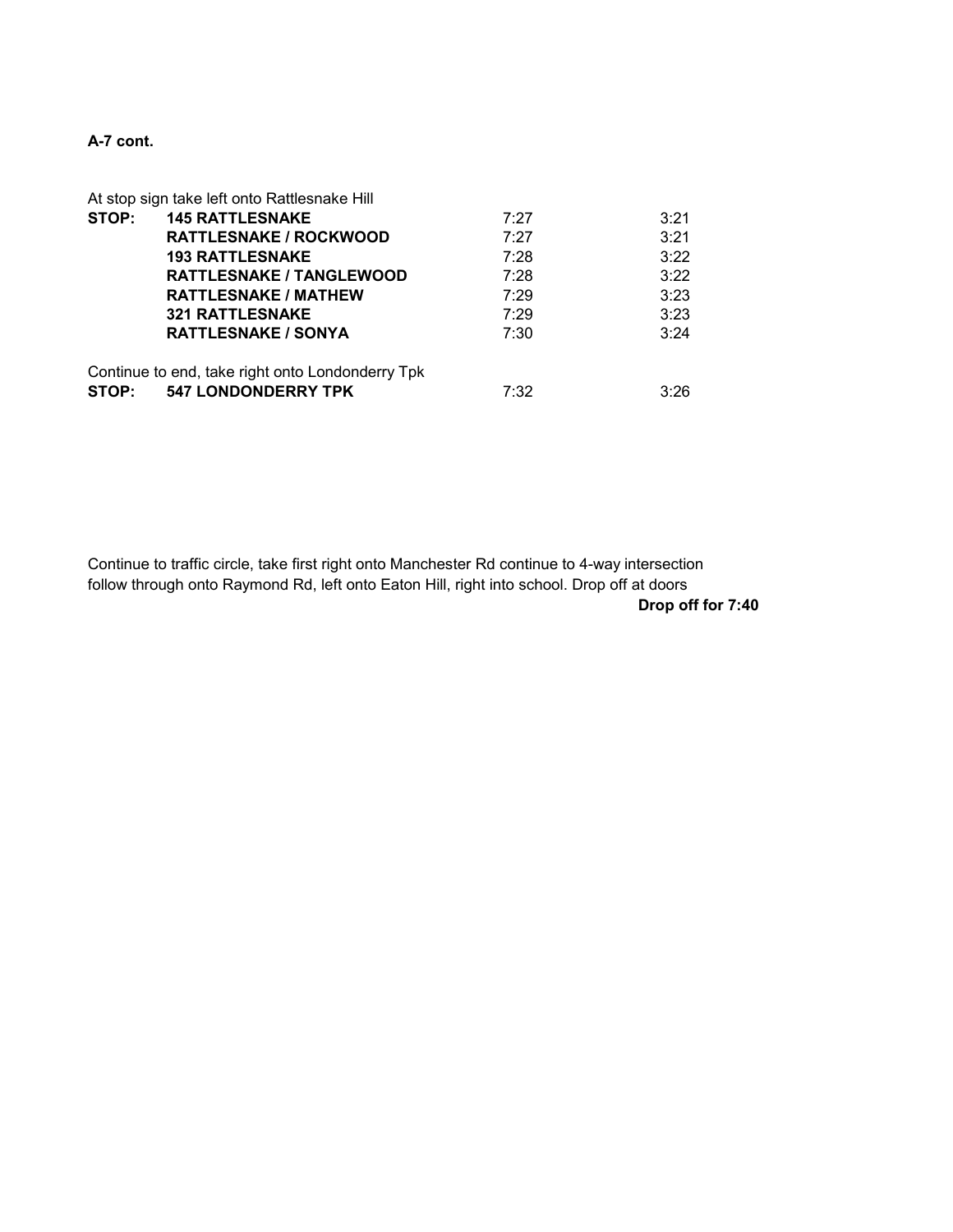**A-7 cont.**

At stop sign take left onto Rattlesnake Hill

| | | | |
|---|---|---|---|
| **STOP:** | **145 RATTLESNAKE** | 7:27 | 3:21 |
| | **RATTLESNAKE / ROCKWOOD** | 7:27 | 3:21 |
| | **193 RATTLESNAKE** | 7:28 | 3:22 |
| | **RATTLESNAKE / TANGLEWOOD** | 7:28 | 3:22 |
| | **RATTLESNAKE / MATHEW** | 7:29 | 3:23 |
| | **321 RATTLESNAKE** | 7:29 | 3:23 |
| | **RATTLESNAKE / SONYA** | 7:30 | 3:24 |

Continue to end, take right onto Londonderry Tpk

| | | | |
|---|---|---|---|
| **STOP:** | **547 LONDONDERRY TPK** | 7:32 | 3:26 |

Continue to traffic circle, take first right onto Manchester Rd continue to 4-way intersection follow through onto Raymond Rd, left onto Eaton Hill, right into school. Drop off at doors

**Drop off for 7:40**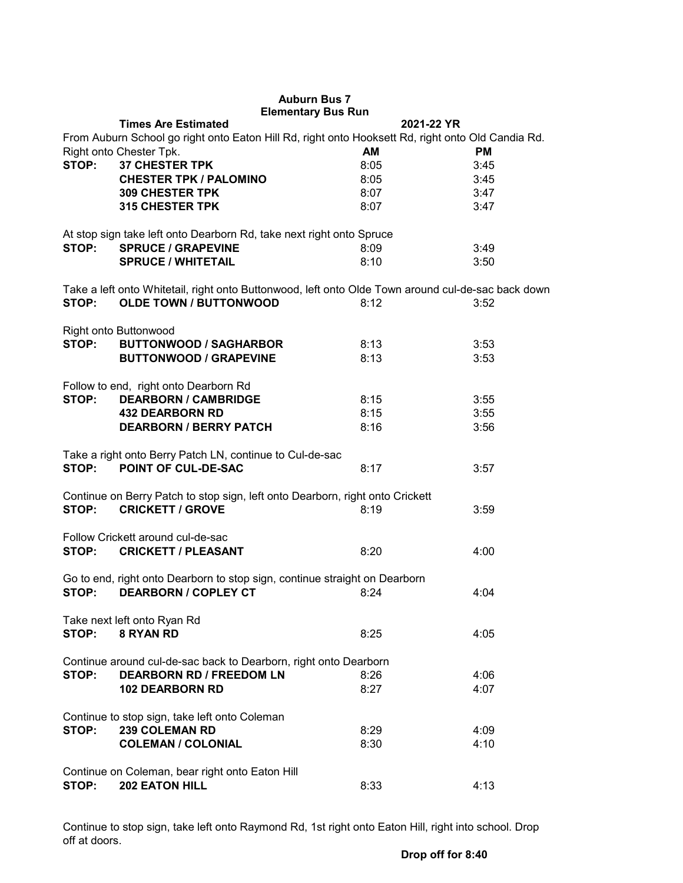# Auburn Bus 7

## Elementary Bus Run

**Times Are Estimated** — **2021-22 YR**

From Auburn School go right onto Eaton Hill Rd, right onto Hooksett Rd, right onto Old Candia Rd. Right onto Chester Tpk.

| | | **AM** | **PM** |
|---|---|---|---|
| STOP: | **37 CHESTER TPK** | 8:05 | 3:45 |
| | **CHESTER TPK / PALOMINO** | 8:05 | 3:45 |
| | **309 CHESTER TPK** | 8:07 | 3:47 |
| | **315 CHESTER TPK** | 8:07 | 3:47 |

At stop sign take left onto Dearborn Rd, take next right onto Spruce

| | | | |
|---|---|---|---|
| STOP: | **SPRUCE / GRAPEVINE** | 8:09 | 3:49 |
| | **SPRUCE / WHITETAIL** | 8:10 | 3:50 |

Take a left onto Whitetail, right onto Buttonwood, left onto Olde Town around cul-de-sac back down

| | | | |
|---|---|---|---|
| STOP: | **OLDE TOWN / BUTTONWOOD** | 8:12 | 3:52 |

Right onto Buttonwood

| | | | |
|---|---|---|---|
| STOP: | **BUTTONWOOD / SAGHARBOR** | 8:13 | 3:53 |
| | **BUTTONWOOD / GRAPEVINE** | 8:13 | 3:53 |

Follow to end, right onto Dearborn Rd

| | | | |
|---|---|---|---|
| STOP: | **DEARBORN / CAMBRIDGE** | 8:15 | 3:55 |
| | **432 DEARBORN RD** | 8:15 | 3:55 |
| | **DEARBORN / BERRY PATCH** | 8:16 | 3:56 |

Take a right onto Berry Patch LN, continue to Cul-de-sac

| | | | |
|---|---|---|---|
| STOP: | **POINT OF CUL-DE-SAC** | 8:17 | 3:57 |

Continue on Berry Patch to stop sign, left onto Dearborn, right onto Crickett

| | | | |
|---|---|---|---|
| STOP: | **CRICKETT / GROVE** | 8:19 | 3:59 |

Follow Crickett around cul-de-sac

| | | | |
|---|---|---|---|
| STOP: | **CRICKETT / PLEASANT** | 8:20 | 4:00 |

Go to end, right onto Dearborn to stop sign, continue straight on Dearborn

| | | | |
|---|---|---|---|
| STOP: | **DEARBORN / COPLEY CT** | 8:24 | 4:04 |

Take next left onto Ryan Rd

| | | | |
|---|---|---|---|
| STOP: | **8 RYAN RD** | 8:25 | 4:05 |

Continue around cul-de-sac back to Dearborn, right onto Dearborn

| | | | |
|---|---|---|---|
| STOP: | **DEARBORN RD / FREEDOM LN** | 8:26 | 4:06 |
| | **102 DEARBORN RD** | 8:27 | 4:07 |

Continue to stop sign, take left onto Coleman

| | | | |
|---|---|---|---|
| STOP: | **239 COLEMAN RD** | 8:29 | 4:09 |
| | **COLEMAN / COLONIAL** | 8:30 | 4:10 |

Continue on Coleman, bear right onto Eaton Hill

| | | | |
|---|---|---|---|
| STOP: | **202 EATON HILL** | 8:33 | 4:13 |

Continue to stop sign, take left onto Raymond Rd, 1st right onto Eaton Hill, right into school. Drop off at doors.

**Drop off for 8:40**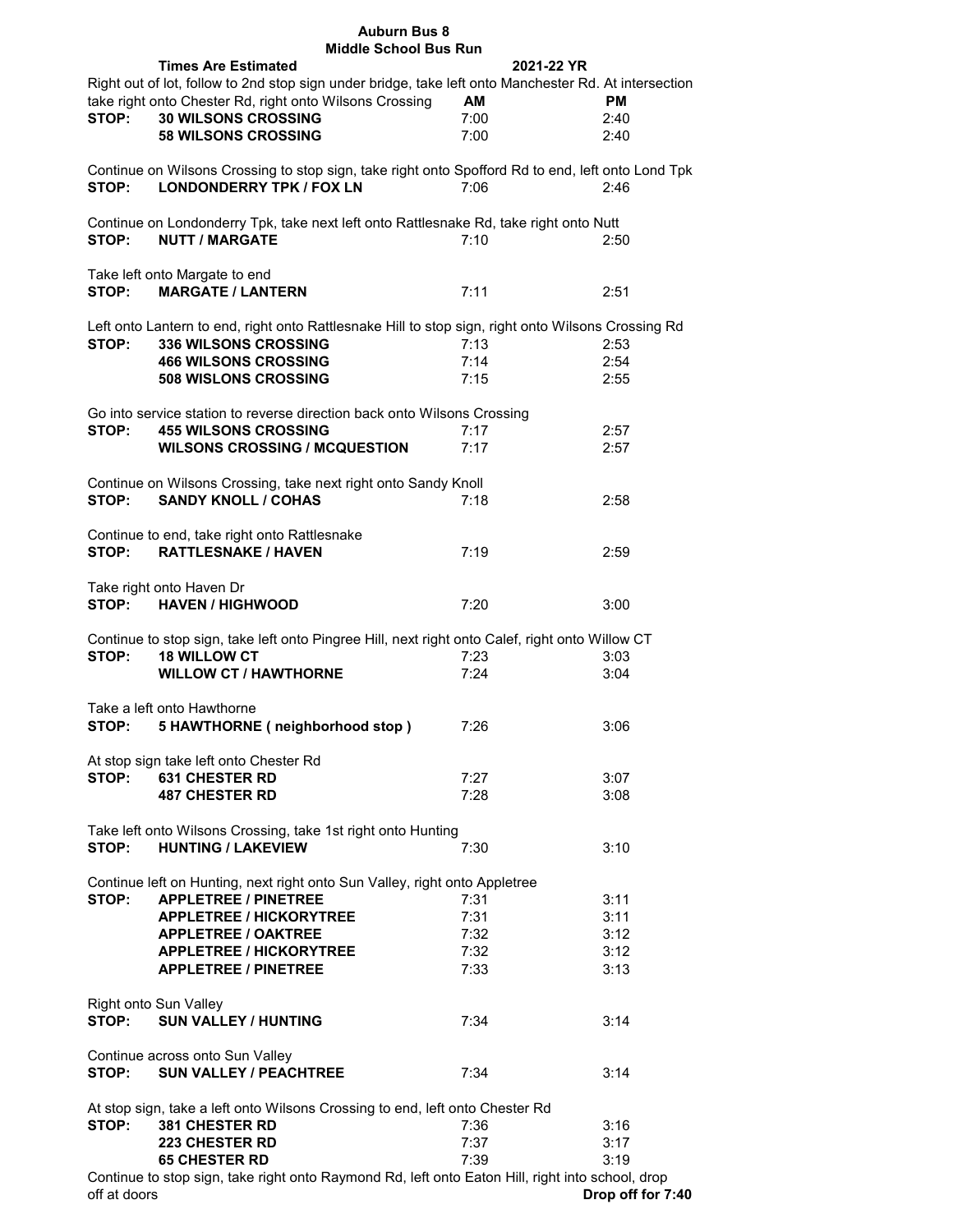**Auburn Bus 8**
**Middle School Bus Run**

**Times Are Estimated** **2021-22 YR**

Right out of lot, follow to 2nd stop sign under bridge, take left onto Manchester Rd. At intersection take right onto Chester Rd, right onto Wilsons Crossing

| | | AM | PM |
|---|---|---|---|
| STOP: | 30 WILSONS CROSSING | 7:00 | 2:40 |
| | 58 WILSONS CROSSING | 7:00 | 2:40 |

Continue on Wilsons Crossing to stop sign, take right onto Spofford Rd to end, left onto Lond Tpk

| | | | |
|---|---|---|---|
| STOP: | LONDONDERRY TPK / FOX LN | 7:06 | 2:46 |

Continue on Londonderry Tpk, take next left onto Rattlesnake Rd, take right onto Nutt

| | | | |
|---|---|---|---|
| STOP: | NUTT / MARGATE | 7:10 | 2:50 |

Take left onto Margate to end

| | | | |
|---|---|---|---|
| STOP: | MARGATE / LANTERN | 7:11 | 2:51 |

Left onto Lantern to end, right onto Rattlesnake Hill to stop sign, right onto Wilsons Crossing Rd

| | | | |
|---|---|---|---|
| STOP: | 336 WILSONS CROSSING | 7:13 | 2:53 |
| | 466 WILSONS CROSSING | 7:14 | 2:54 |
| | 508 WISLONS CROSSING | 7:15 | 2:55 |

Go into service station to reverse direction back onto Wilsons Crossing

| | | | |
|---|---|---|---|
| STOP: | 455 WILSONS CROSSING | 7:17 | 2:57 |
| | WILSONS CROSSING / MCQUESTION | 7:17 | 2:57 |

Continue on Wilsons Crossing, take next right onto Sandy Knoll

| | | | |
|---|---|---|---|
| STOP: | SANDY KNOLL / COHAS | 7:18 | 2:58 |

Continue to end, take right onto Rattlesnake

| | | | |
|---|---|---|---|
| STOP: | RATTLESNAKE / HAVEN | 7:19 | 2:59 |

Take right onto Haven Dr

| | | | |
|---|---|---|---|
| STOP: | HAVEN / HIGHWOOD | 7:20 | 3:00 |

Continue to stop sign, take left onto Pingree Hill, next right onto Calef, right onto Willow CT

| | | | |
|---|---|---|---|
| STOP: | 18 WILLOW CT | 7:23 | 3:03 |
| | WILLOW CT / HAWTHORNE | 7:24 | 3:04 |

Take a left onto Hawthorne

| | | | |
|---|---|---|---|
| STOP: | 5 HAWTHORNE ( neighborhood stop ) | 7:26 | 3:06 |

At stop sign take left onto Chester Rd

| | | | |
|---|---|---|---|
| STOP: | 631 CHESTER RD | 7:27 | 3:07 |
| | 487 CHESTER RD | 7:28 | 3:08 |

Take left onto Wilsons Crossing, take 1st right onto Hunting

| | | | |
|---|---|---|---|
| STOP: | HUNTING / LAKEVIEW | 7:30 | 3:10 |

Continue left on Hunting, next right onto Sun Valley, right onto Appletree

| | | | |
|---|---|---|---|
| STOP: | APPLETREE / PINETREE | 7:31 | 3:11 |
| | APPLETREE / HICKORYTREE | 7:31 | 3:11 |
| | APPLETREE / OAKTREE | 7:32 | 3:12 |
| | APPLETREE / HICKORYTREE | 7:32 | 3:12 |
| | APPLETREE / PINETREE | 7:33 | 3:13 |

Right onto Sun Valley

| | | | |
|---|---|---|---|
| STOP: | SUN VALLEY / HUNTING | 7:34 | 3:14 |

Continue across onto Sun Valley

| | | | |
|---|---|---|---|
| STOP: | SUN VALLEY / PEACHTREE | 7:34 | 3:14 |

At stop sign, take a left onto Wilsons Crossing to end, left onto Chester Rd

| | | | |
|---|---|---|---|
| STOP: | 381 CHESTER RD | 7:36 | 3:16 |
| | 223 CHESTER RD | 7:37 | 3:17 |
| | 65 CHESTER RD | 7:39 | 3:19 |

Continue to stop sign, take right onto Raymond Rd, left onto Eaton Hill, right into school, drop off at doors **Drop off for 7:40**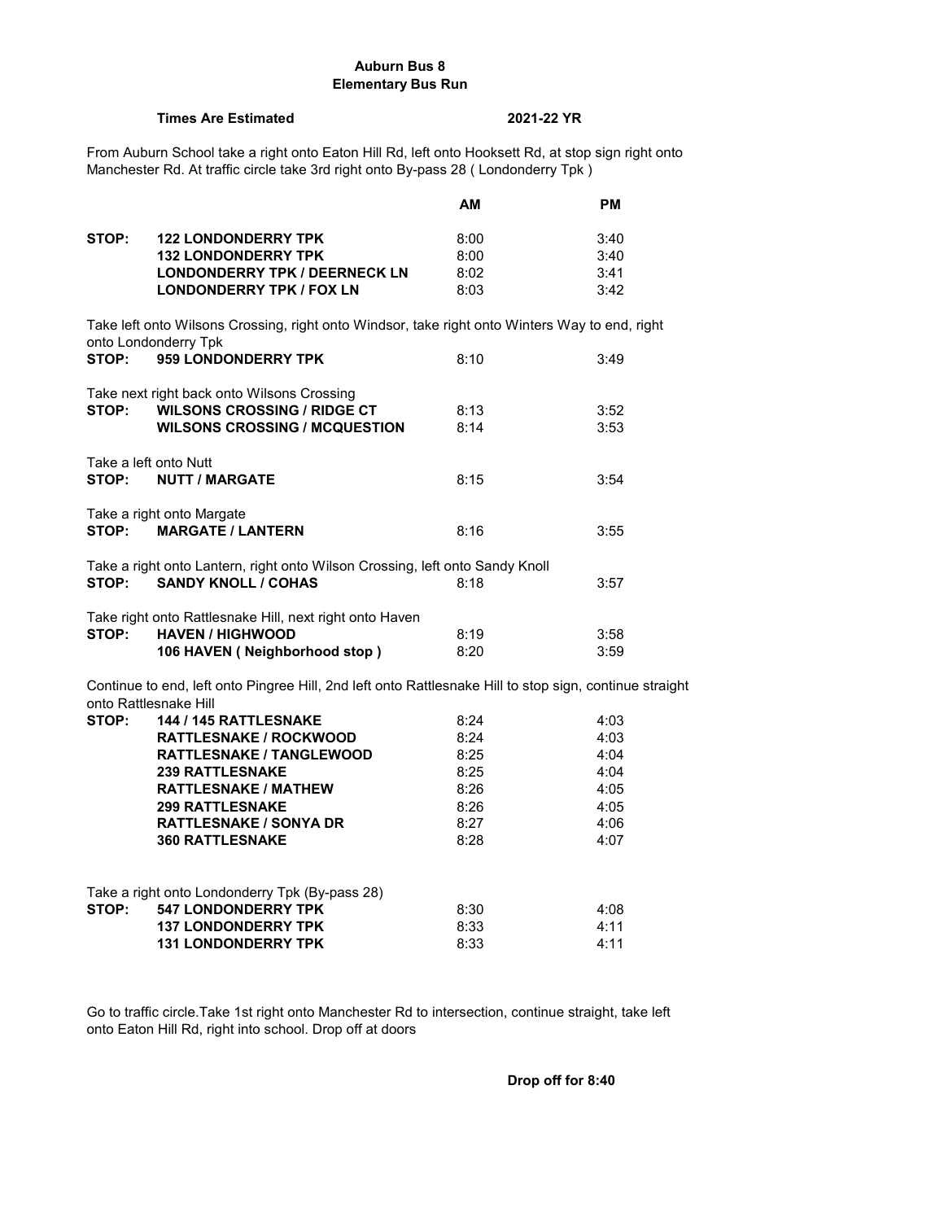# Auburn Bus 8
## Elementary Bus Run

**Times Are Estimated** **2021-22 YR**

From Auburn School take a right onto Eaton Hill Rd, left onto Hooksett Rd, at stop sign right onto Manchester Rd. At traffic circle take 3rd right onto By-pass 28 ( Londonderry Tpk )

| | | AM | PM |
|---|---|---|---|
| **STOP:** | **122 LONDONDERRY TPK** | 8:00 | 3:40 |
| | **132 LONDONDERRY TPK** | 8:00 | 3:40 |
| | **LONDONDERRY TPK / DEERNECK LN** | 8:02 | 3:41 |
| | **LONDONDERRY TPK / FOX LN** | 8:03 | 3:42 |

Take left onto Wilsons Crossing, right onto Windsor, take right onto Winters Way to end, right onto Londonderry Tpk

| | | | |
|---|---|---|---|
| **STOP:** | **959 LONDONDERRY TPK** | 8:10 | 3:49 |

Take next right back onto Wilsons Crossing

| | | | |
|---|---|---|---|
| **STOP:** | **WILSONS CROSSING / RIDGE CT** | 8:13 | 3:52 |
| | **WILSONS CROSSING / MCQUESTION** | 8:14 | 3:53 |

Take a left onto Nutt

| | | | |
|---|---|---|---|
| **STOP:** | **NUTT / MARGATE** | 8:15 | 3:54 |

Take a right onto Margate

| | | | |
|---|---|---|---|
| **STOP:** | **MARGATE / LANTERN** | 8:16 | 3:55 |

Take a right onto Lantern, right onto Wilson Crossing, left onto Sandy Knoll

| | | | |
|---|---|---|---|
| **STOP:** | **SANDY KNOLL / COHAS** | 8:18 | 3:57 |

Take right onto Rattlesnake Hill, next right onto Haven

| | | | |
|---|---|---|---|
| **STOP:** | **HAVEN / HIGHWOOD** | 8:19 | 3:58 |
| | **106 HAVEN ( Neighborhood stop )** | 8:20 | 3:59 |

Continue to end, left onto Pingree Hill, 2nd left onto Rattlesnake Hill to stop sign, continue straight onto Rattlesnake Hill

| | | | |
|---|---|---|---|
| **STOP:** | **144 / 145 RATTLESNAKE** | 8:24 | 4:03 |
| | **RATTLESNAKE / ROCKWOOD** | 8:24 | 4:03 |
| | **RATTLESNAKE / TANGLEWOOD** | 8:25 | 4:04 |
| | **239 RATTLESNAKE** | 8:25 | 4:04 |
| | **RATTLESNAKE / MATHEW** | 8:26 | 4:05 |
| | **299 RATTLESNAKE** | 8:26 | 4:05 |
| | **RATTLESNAKE / SONYA DR** | 8:27 | 4:06 |
| | **360 RATTLESNAKE** | 8:28 | 4:07 |

Take a right onto Londonderry Tpk (By-pass 28)

| | | | |
|---|---|---|---|
| **STOP:** | **547 LONDONDERRY TPK** | 8:30 | 4:08 |
| | **137 LONDONDERRY TPK** | 8:33 | 4:11 |
| | **131 LONDONDERRY TPK** | 8:33 | 4:11 |

Go to traffic circle.Take 1st right onto Manchester Rd to intersection, continue straight, take left onto Eaton Hill Rd, right into school. Drop off at doors

**Drop off for 8:40**